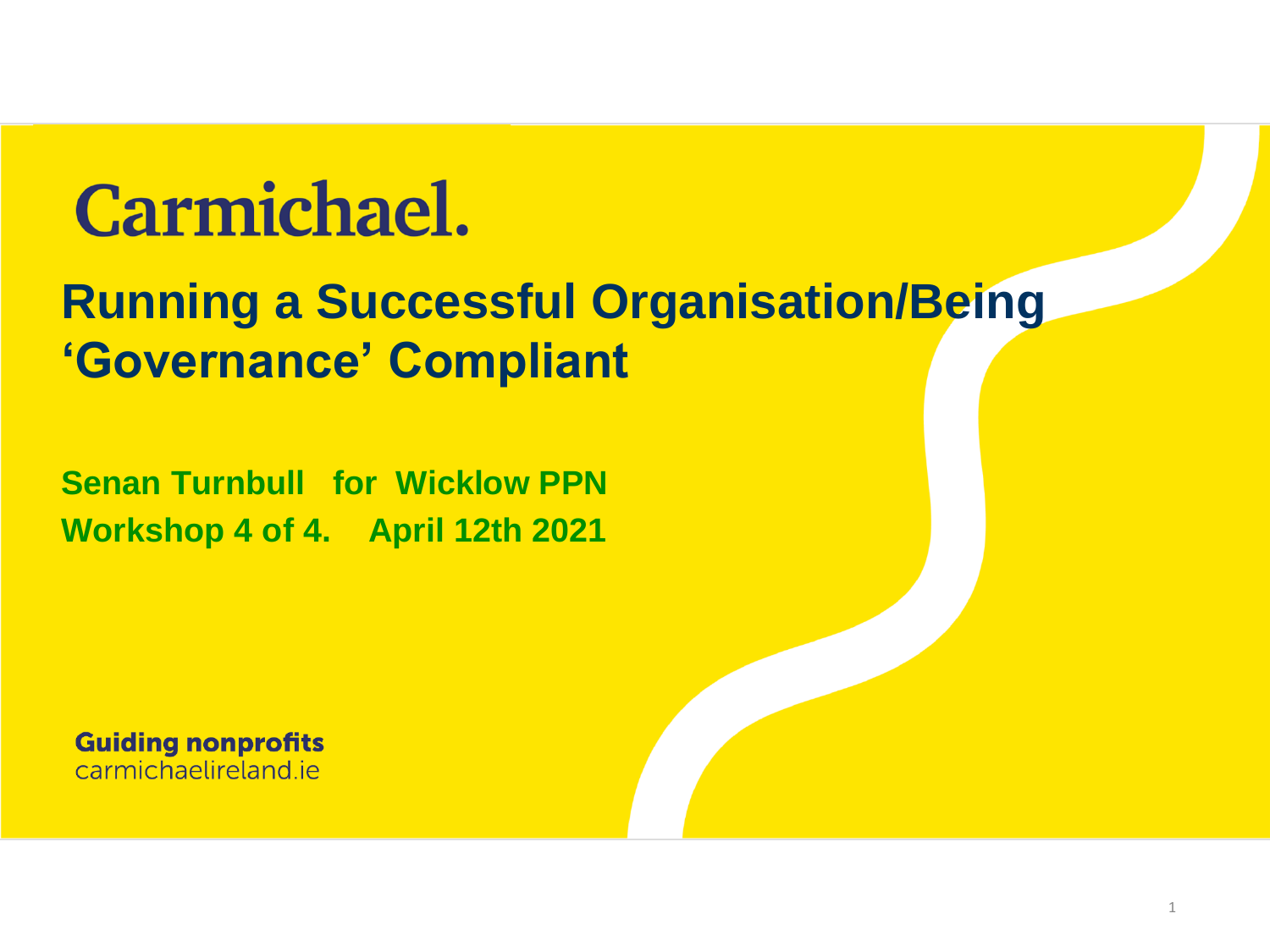Carmichael.

# Running a Successful Organisation/Being 'Governance' Compliant

**Senan Turnbull for Wicklow PPN**
**Workshop 4 of 4. April 12th 2021**

**Guiding nonprofits**
carmichaelireland.ie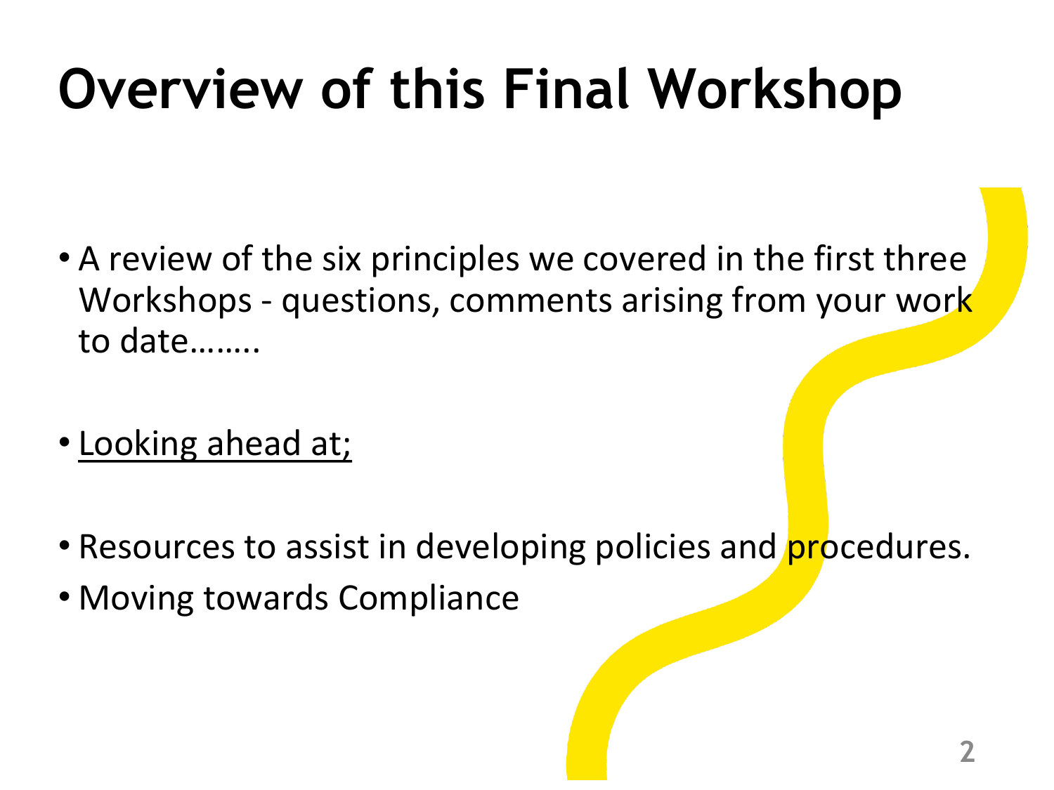# Overview of this Final Workshop

- A review of the six principles we covered in the first three Workshops - questions, comments arising from your work to date……..

- <u>Looking ahead at;</u>

- Resources to assist in developing policies and procedures.
- Moving towards Compliance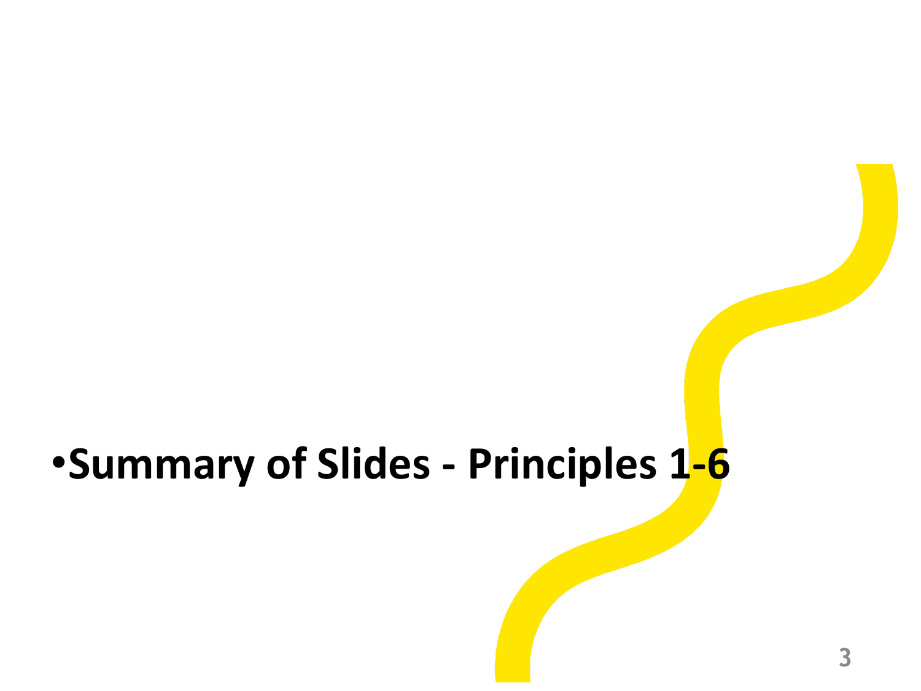- **Summary of Slides - Principles 1-6**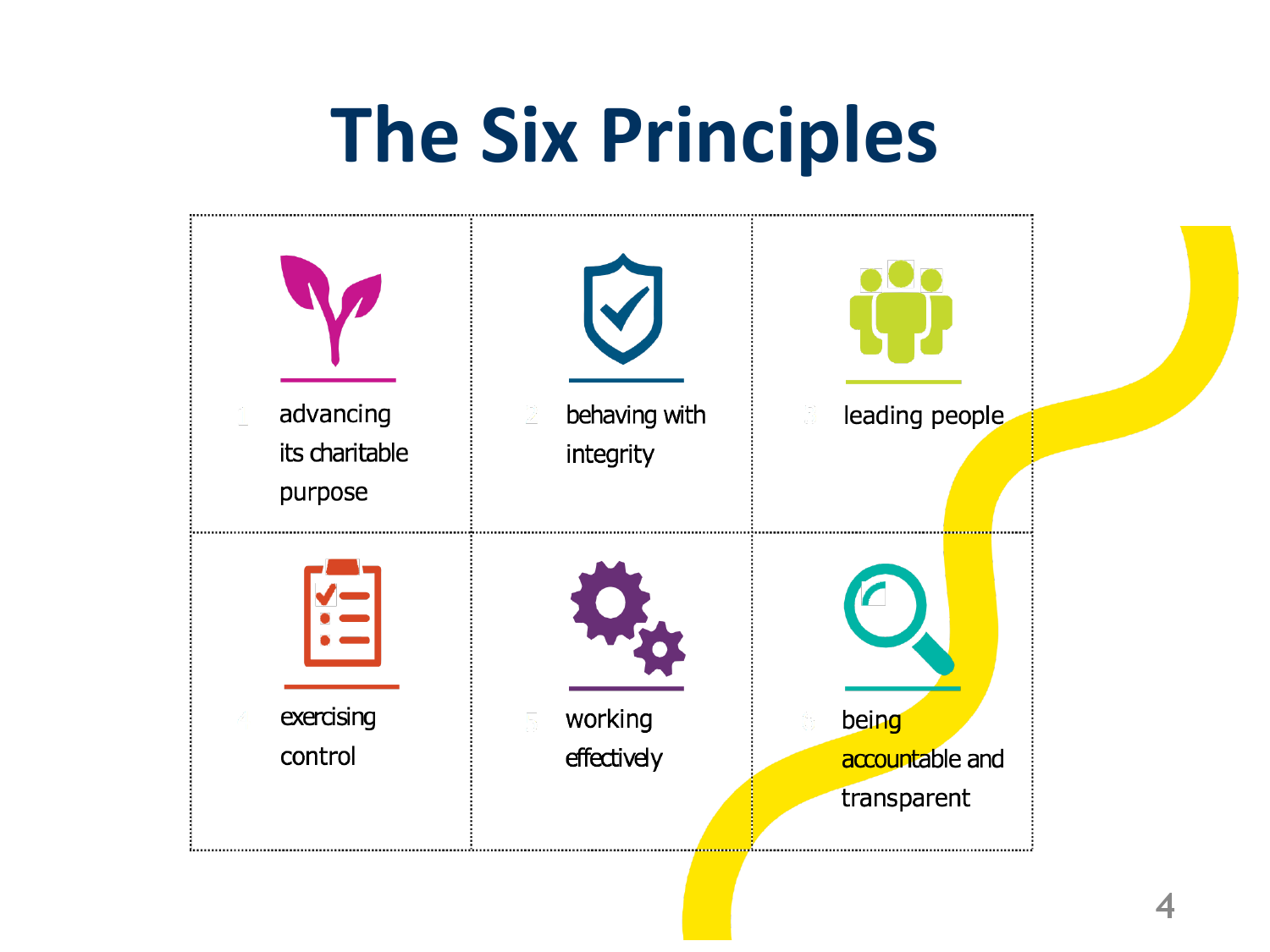# The Six Principles

1. advancing its charitable purpose
2. behaving with integrity
3. leading people
4. exercising control
5. working effectively
6. being accountable and transparent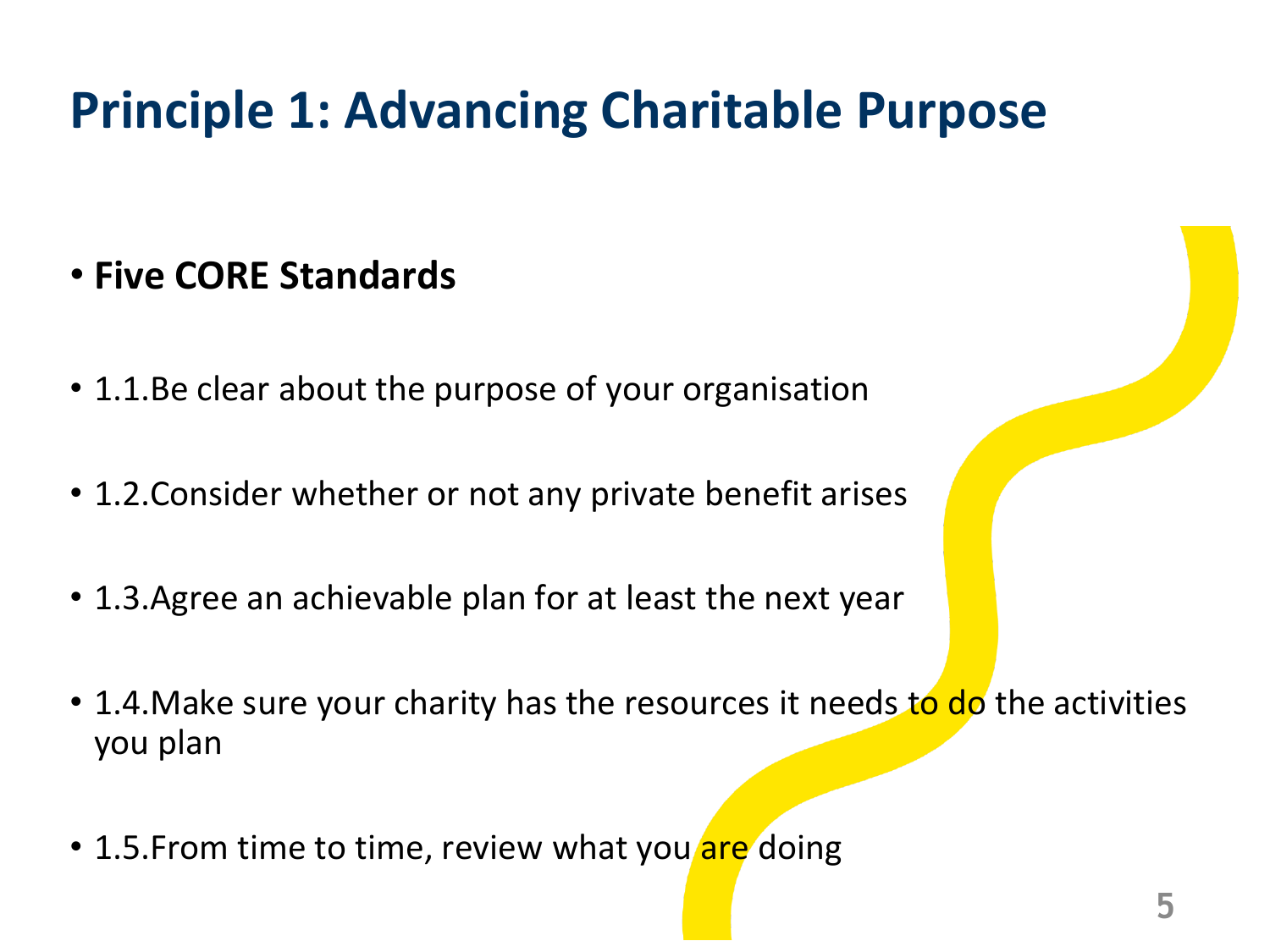# Principle 1: Advancing Charitable Purpose

- **Five CORE Standards**
- 1.1.Be clear about the purpose of your organisation
- 1.2.Consider whether or not any private benefit arises
- 1.3.Agree an achievable plan for at least the next year
- 1.4.Make sure your charity has the resources it needs to do the activities you plan
- 1.5.From time to time, review what you are doing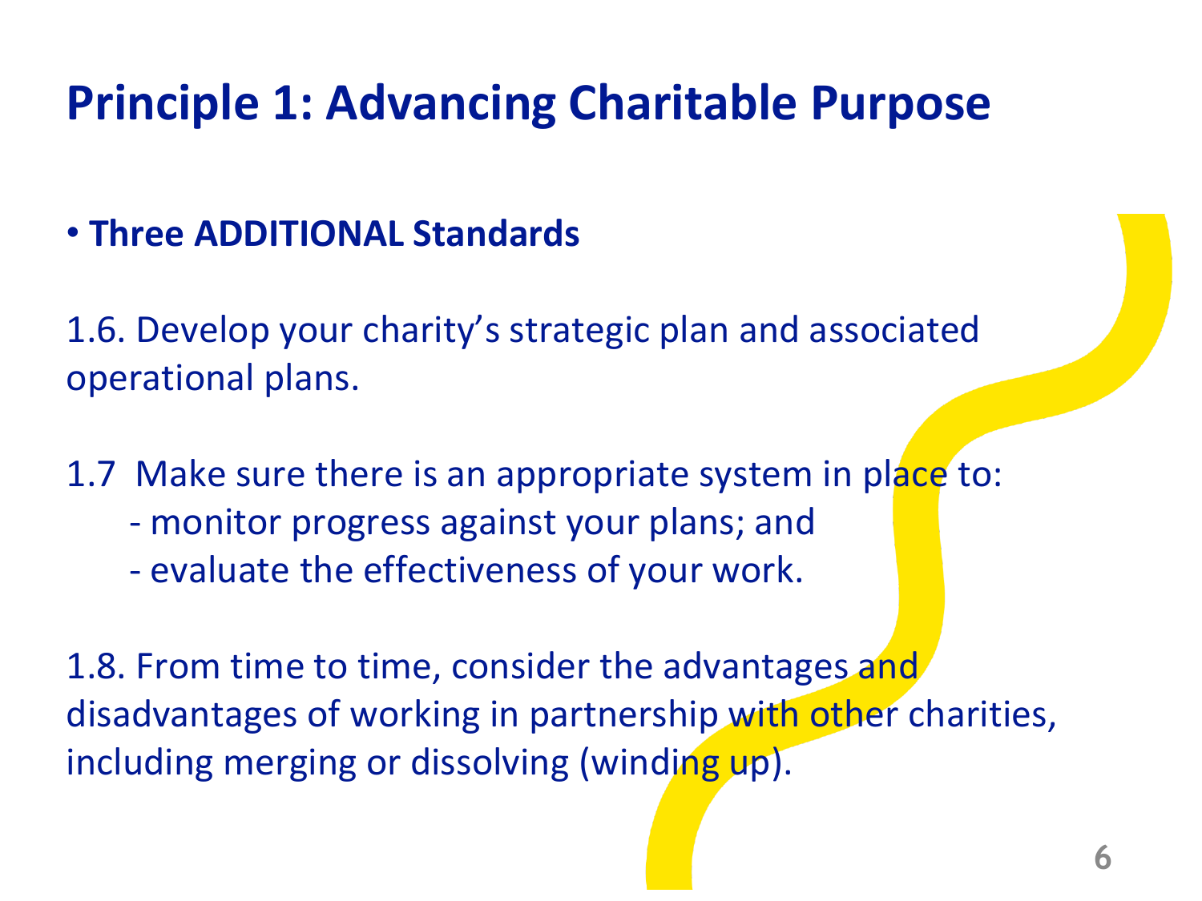# Principle 1: Advancing Charitable Purpose

- **Three ADDITIONAL Standards**

1.6. Develop your charity's strategic plan and associated operational plans.

1.7 Make sure there is an appropriate system in place to:

- monitor progress against your plans; and
- evaluate the effectiveness of your work.

1.8. From time to time, consider the advantages and disadvantages of working in partnership with other charities, including merging or dissolving (winding up).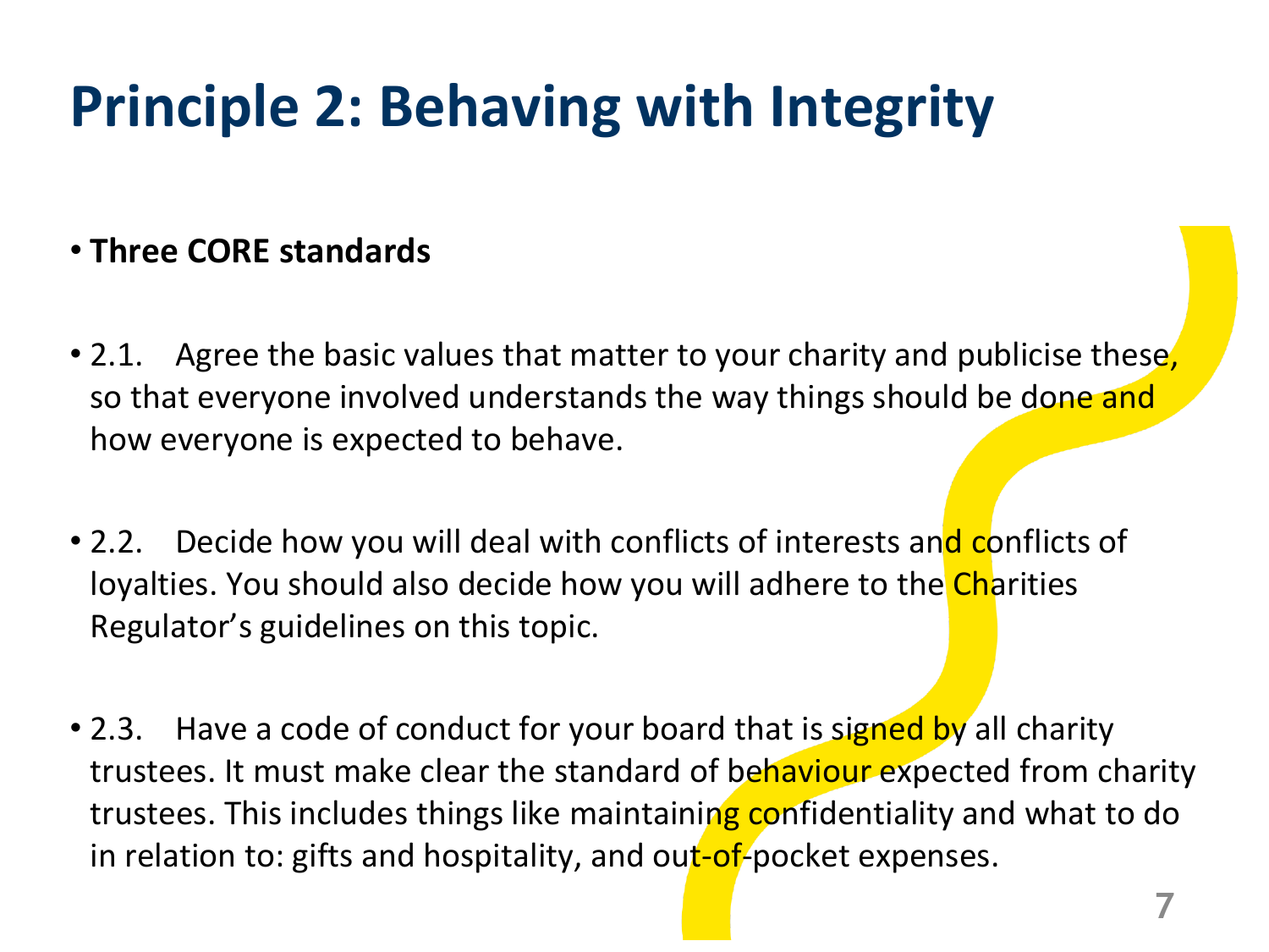# Principle 2: Behaving with Integrity

- **Three CORE standards**
- 2.1. Agree the basic values that matter to your charity and publicise these, so that everyone involved understands the way things should be done and how everyone is expected to behave.
- 2.2. Decide how you will deal with conflicts of interests and conflicts of loyalties. You should also decide how you will adhere to the Charities Regulator's guidelines on this topic.
- 2.3. Have a code of conduct for your board that is signed by all charity trustees. It must make clear the standard of behaviour expected from charity trustees. This includes things like maintaining confidentiality and what to do in relation to: gifts and hospitality, and out-of-pocket expenses.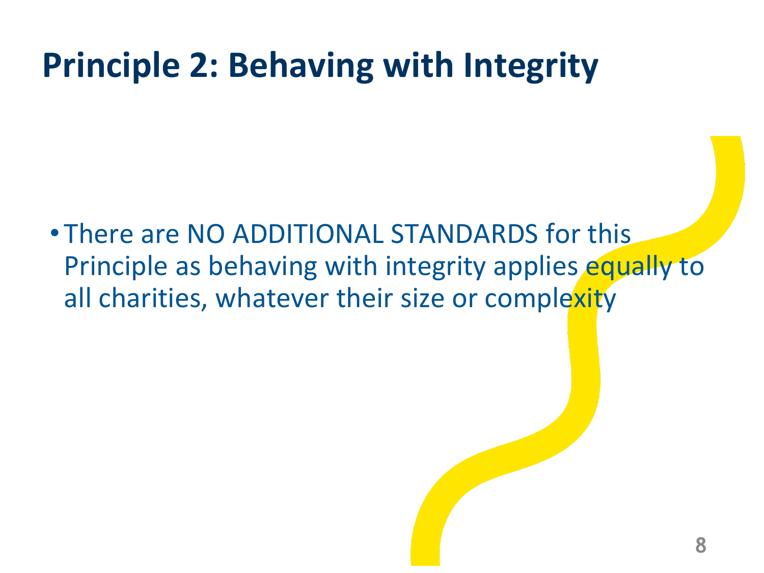# Principle 2: Behaving with Integrity

- There are NO ADDITIONAL STANDARDS for this Principle as behaving with integrity applies equally to all charities, whatever their size or complexity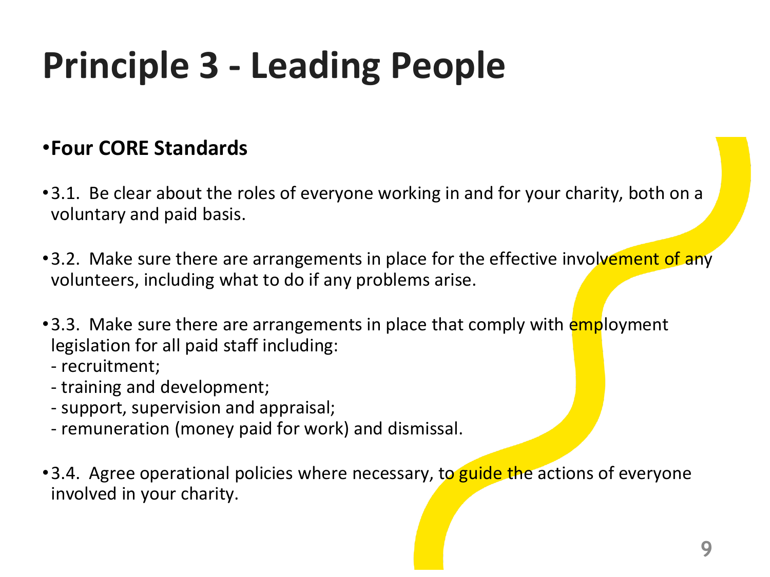# Principle 3 - Leading People

- **Four CORE Standards**

- 3.1. Be clear about the roles of everyone working in and for your charity, both on a voluntary and paid basis.

- 3.2. Make sure there are arrangements in place for the effective involvement of any volunteers, including what to do if any problems arise.

- 3.3. Make sure there are arrangements in place that comply with employment legislation for all paid staff including:
  - recruitment;
  - training and development;
  - support, supervision and appraisal;
  - remuneration (money paid for work) and dismissal.

- 3.4. Agree operational policies where necessary, to guide the actions of everyone involved in your charity.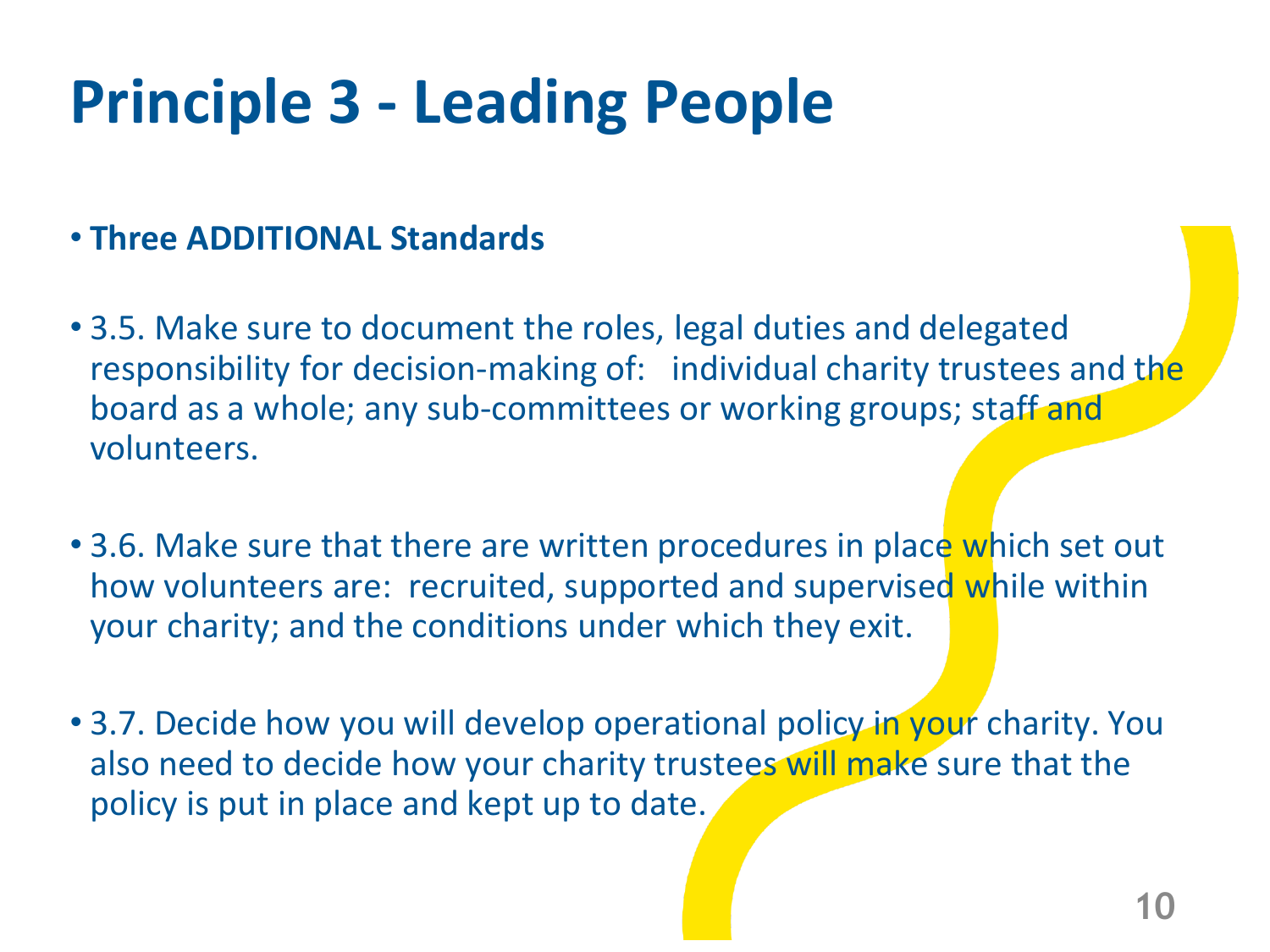# Principle 3 - Leading People

- **Three ADDITIONAL Standards**

- 3.5. Make sure to document the roles, legal duties and delegated responsibility for decision-making of: individual charity trustees and the board as a whole; any sub-committees or working groups; staff and volunteers.

- 3.6. Make sure that there are written procedures in place which set out how volunteers are: recruited, supported and supervised while within your charity; and the conditions under which they exit.

- 3.7. Decide how you will develop operational policy in your charity. You also need to decide how your charity trustees will make sure that the policy is put in place and kept up to date.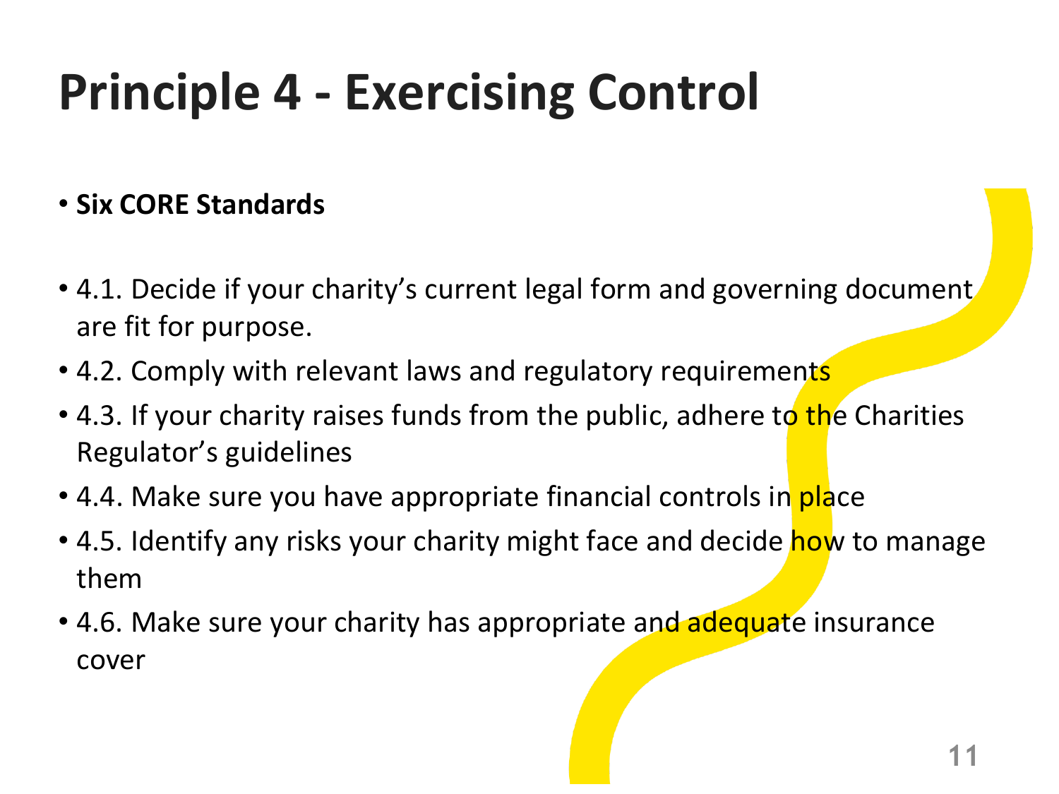# Principle 4 - Exercising Control

- **Six CORE Standards**

- 4.1. Decide if your charity's current legal form and governing document are fit for purpose.
- 4.2. Comply with relevant laws and regulatory requirements
- 4.3. If your charity raises funds from the public, adhere to the Charities Regulator's guidelines
- 4.4. Make sure you have appropriate financial controls in place
- 4.5. Identify any risks your charity might face and decide how to manage them
- 4.6. Make sure your charity has appropriate and adequate insurance cover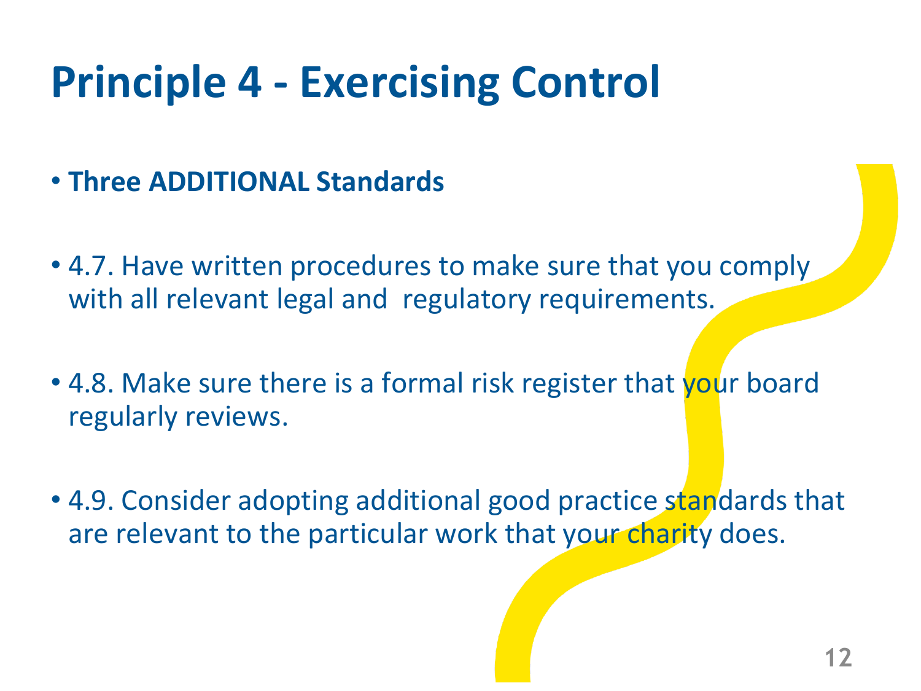# Principle 4 - Exercising Control

- **Three ADDITIONAL Standards**

- 4.7. Have written procedures to make sure that you comply with all relevant legal and regulatory requirements.

- 4.8. Make sure there is a formal risk register that your board regularly reviews.

- 4.9. Consider adopting additional good practice standards that are relevant to the particular work that your charity does.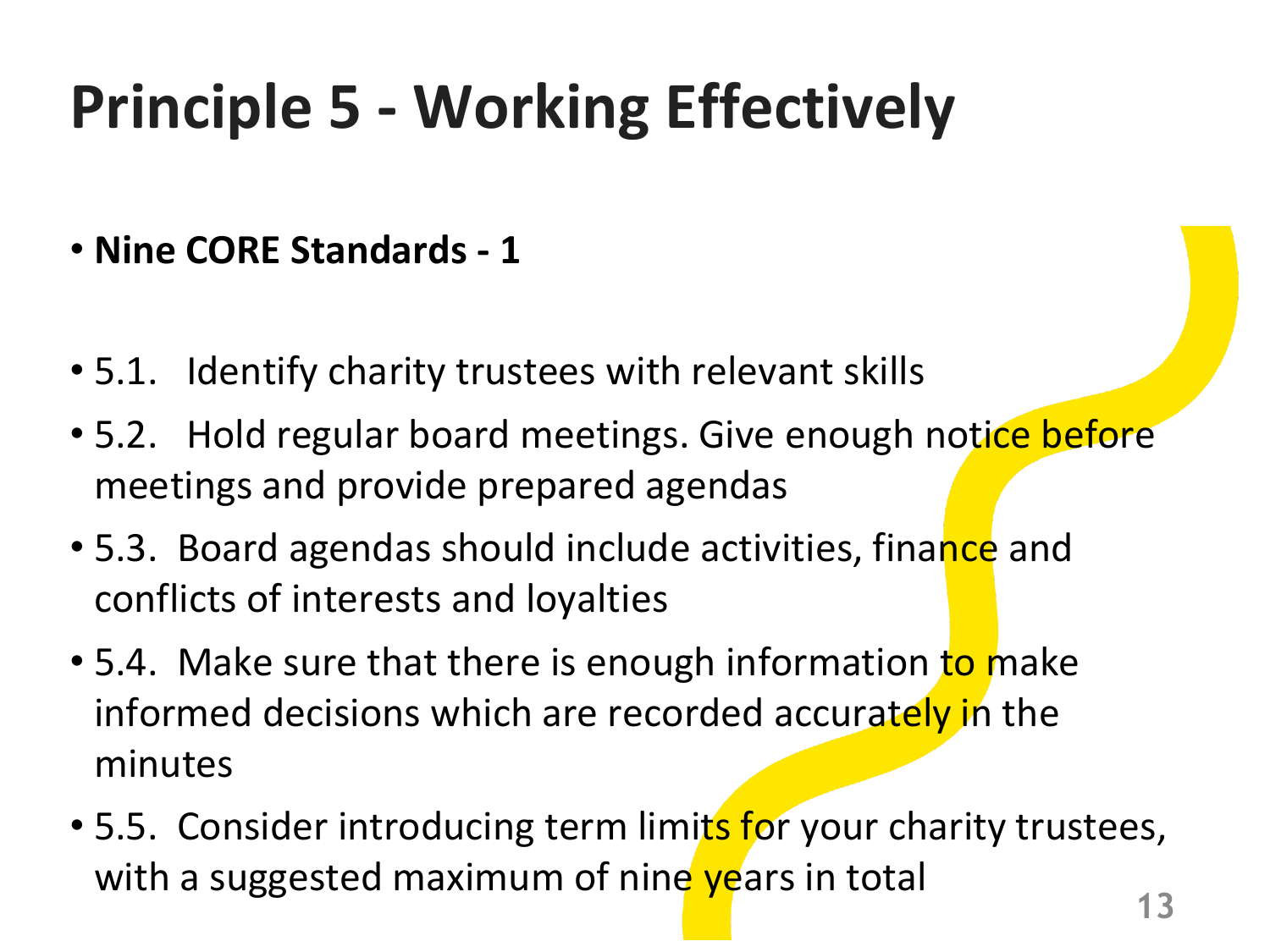# Principle 5 - Working Effectively

- **Nine CORE Standards - 1**

- 5.1. Identify charity trustees with relevant skills
- 5.2. Hold regular board meetings. Give enough notice before meetings and provide prepared agendas
- 5.3. Board agendas should include activities, finance and conflicts of interests and loyalties
- 5.4. Make sure that there is enough information to make informed decisions which are recorded accurately in the minutes
- 5.5. Consider introducing term limits for your charity trustees, with a suggested maximum of nine years in total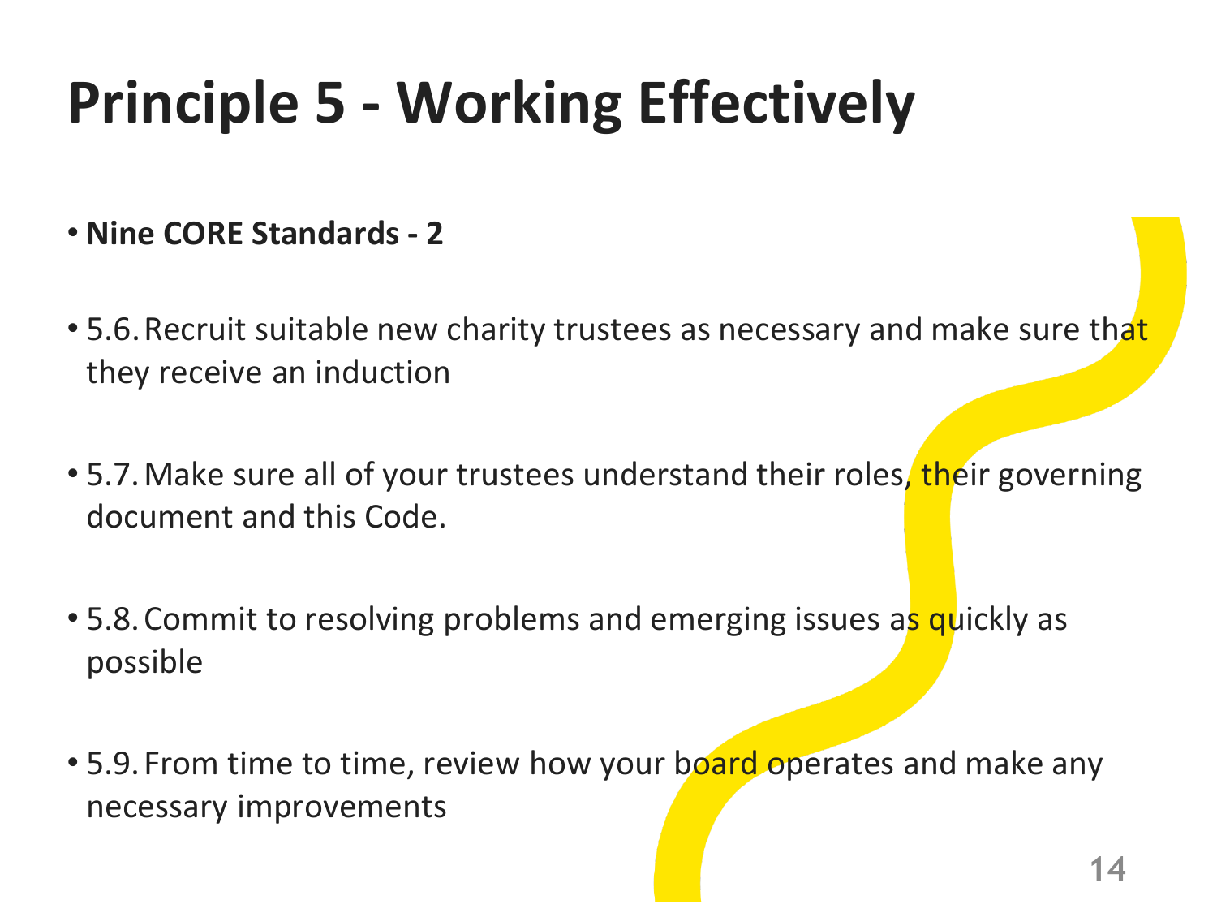# Principle 5 - Working Effectively

- **Nine CORE Standards - 2**

- 5.6. Recruit suitable new charity trustees as necessary and make sure that they receive an induction

- 5.7. Make sure all of your trustees understand their roles, their governing document and this Code.

- 5.8. Commit to resolving problems and emerging issues as quickly as possible

- 5.9. From time to time, review how your board operates and make any necessary improvements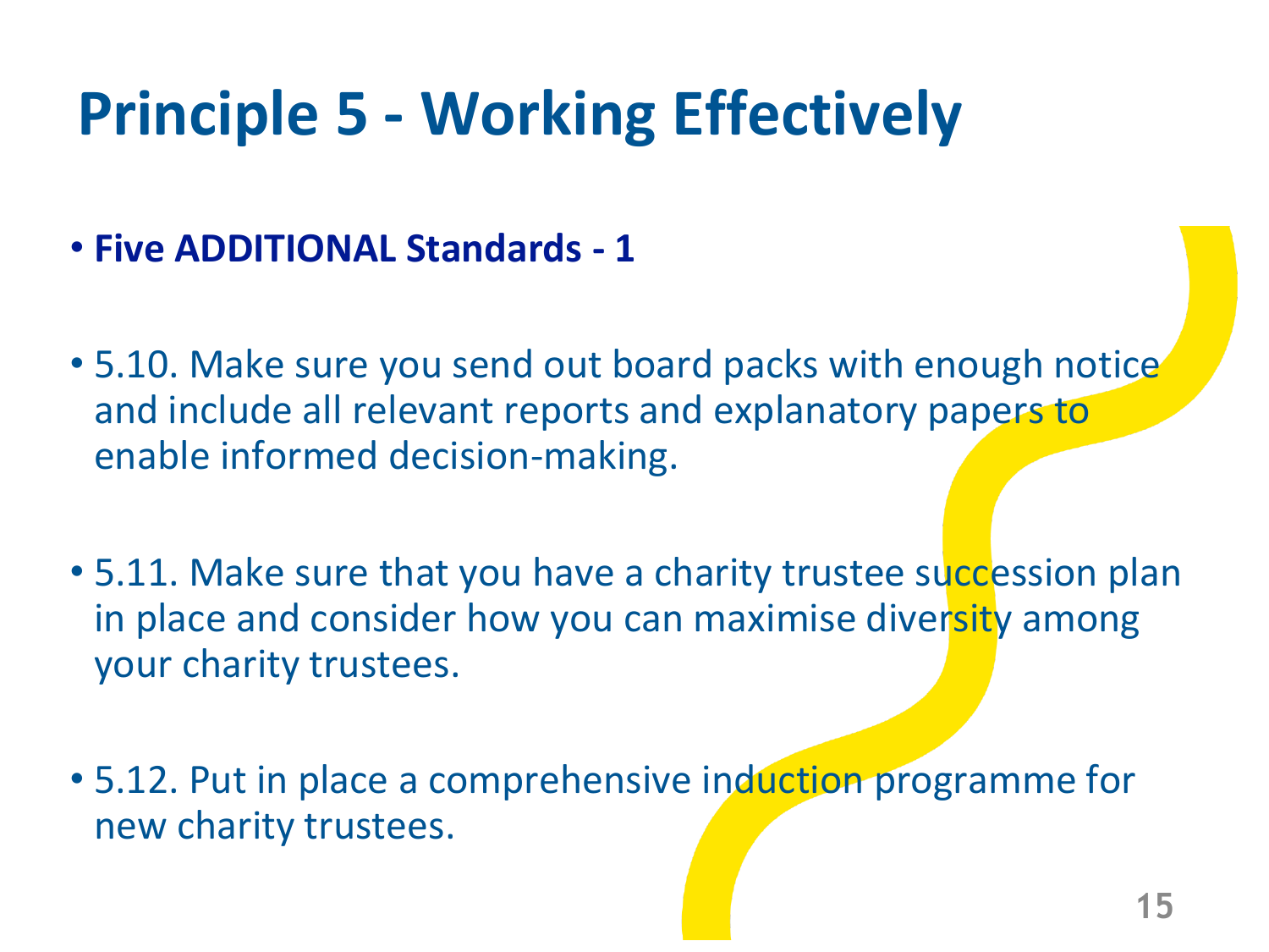# Principle 5 - Working Effectively

- **Five ADDITIONAL Standards - 1**

- 5.10. Make sure you send out board packs with enough notice and include all relevant reports and explanatory papers to enable informed decision-making.

- 5.11. Make sure that you have a charity trustee succession plan in place and consider how you can maximise diversity among your charity trustees.

- 5.12. Put in place a comprehensive induction programme for new charity trustees.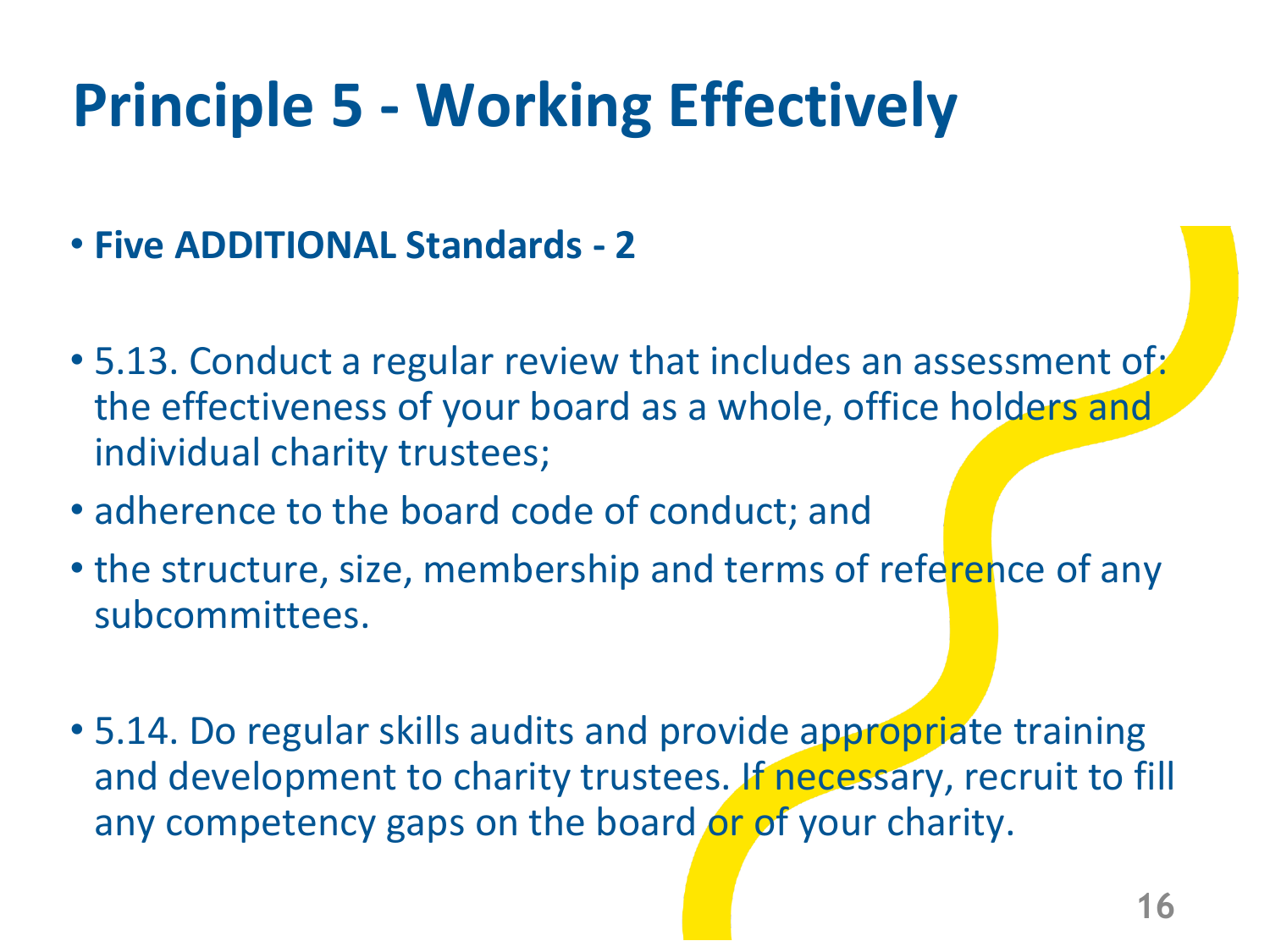# Principle 5 - Working Effectively

- **Five ADDITIONAL Standards - 2**

- 5.13. Conduct a regular review that includes an assessment of: the effectiveness of your board as a whole, office holders and individual charity trustees;
- adherence to the board code of conduct; and
- the structure, size, membership and terms of reference of any subcommittees.

- 5.14. Do regular skills audits and provide appropriate training and development to charity trustees. If necessary, recruit to fill any competency gaps on the board or of your charity.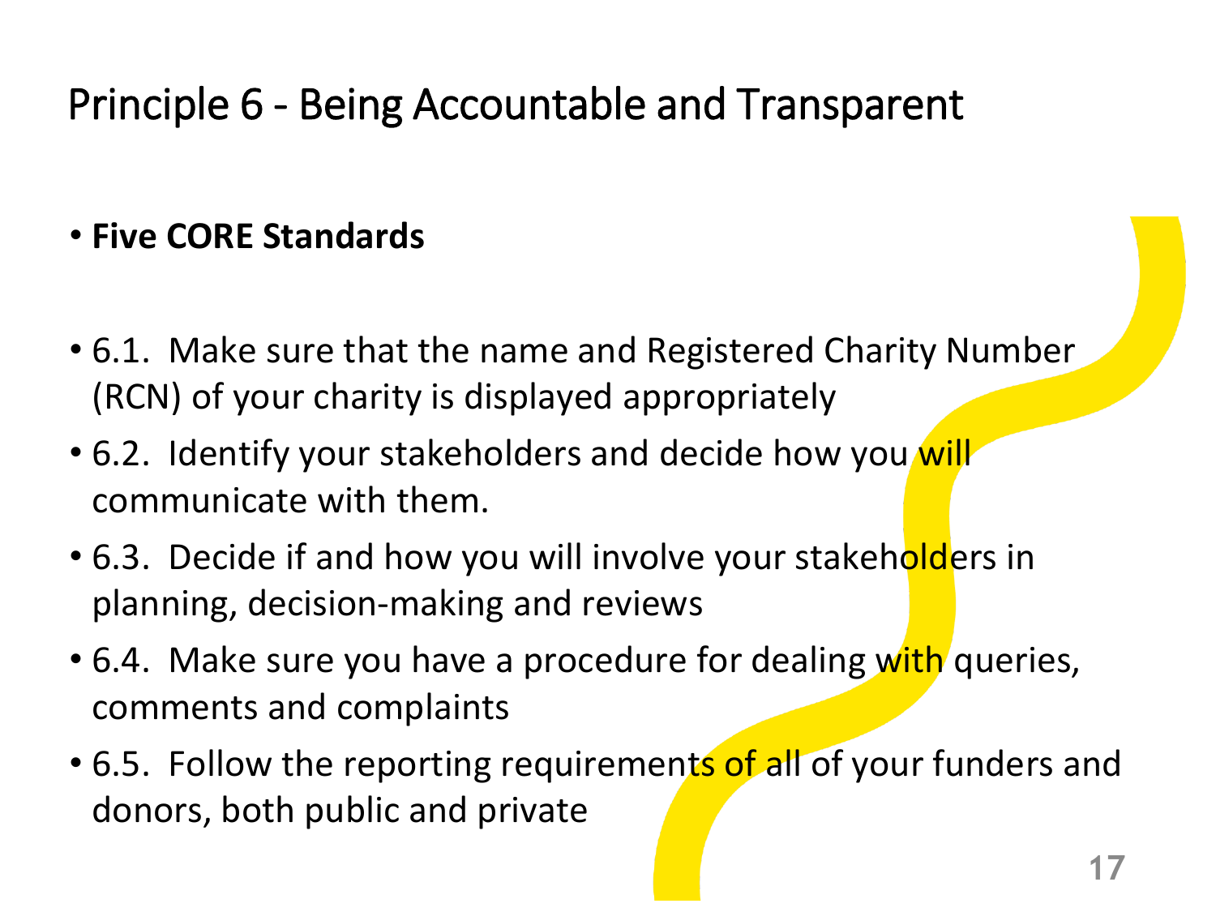# Principle 6 - Being Accountable and Transparent

- **Five CORE Standards**

- 6.1. Make sure that the name and Registered Charity Number (RCN) of your charity is displayed appropriately
- 6.2. Identify your stakeholders and decide how you will communicate with them.
- 6.3. Decide if and how you will involve your stakeholders in planning, decision-making and reviews
- 6.4. Make sure you have a procedure for dealing with queries, comments and complaints
- 6.5. Follow the reporting requirements of all of your funders and donors, both public and private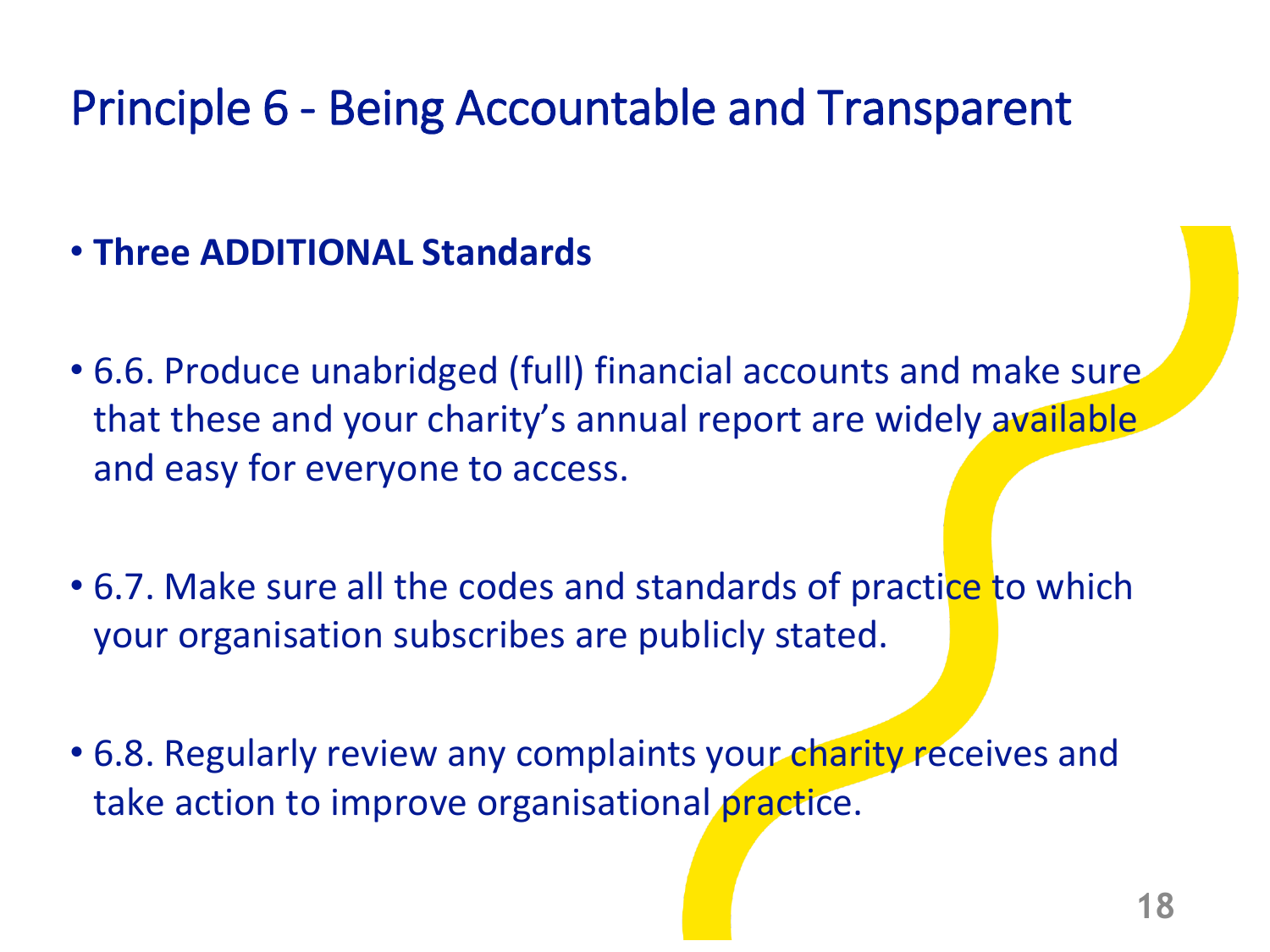# Principle 6 - Being Accountable and Transparent

- **Three ADDITIONAL Standards**

- 6.6. Produce unabridged (full) financial accounts and make sure that these and your charity's annual report are widely available and easy for everyone to access.

- 6.7. Make sure all the codes and standards of practice to which your organisation subscribes are publicly stated.

- 6.8. Regularly review any complaints your charity receives and take action to improve organisational practice.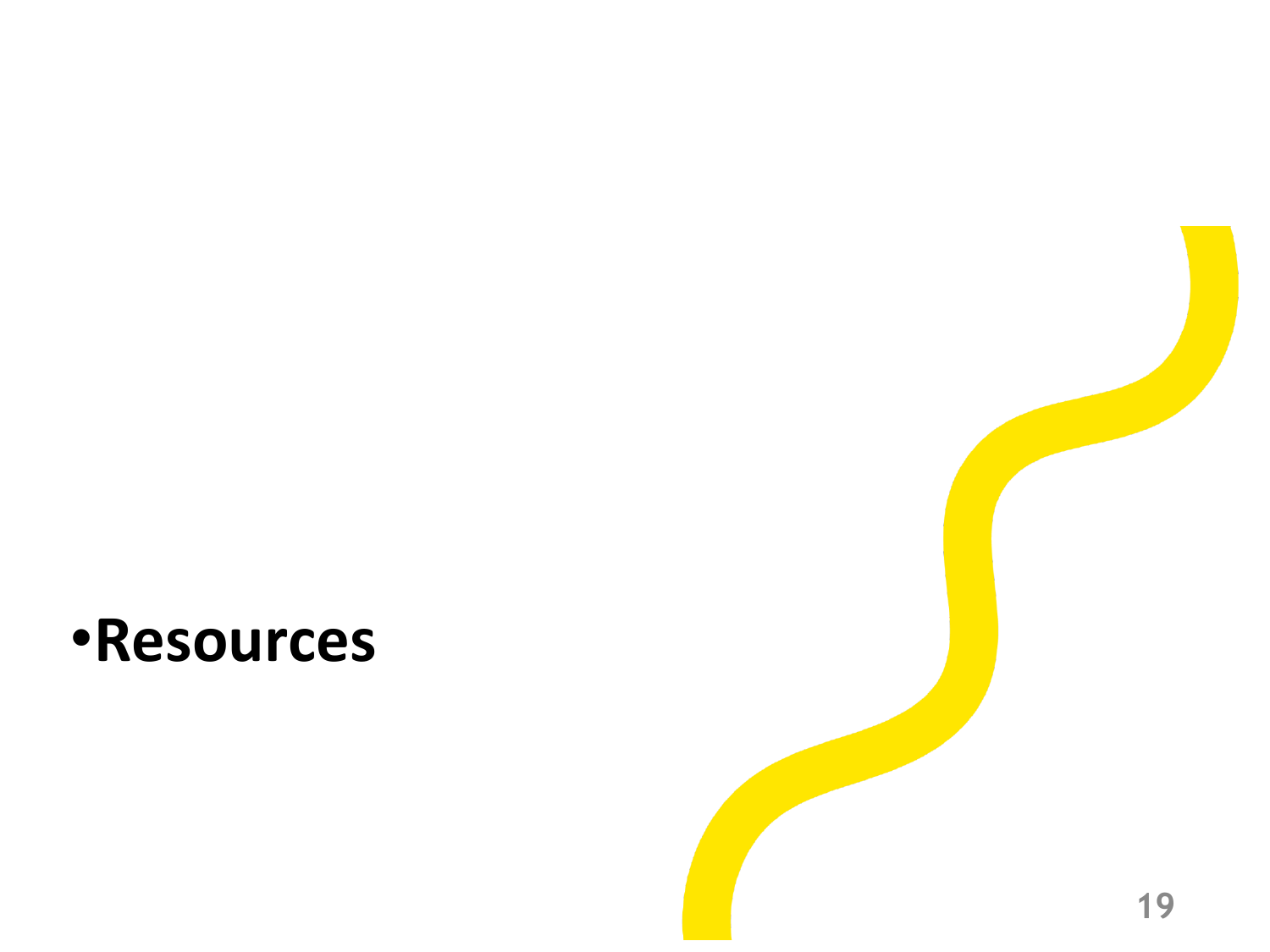- **Resources**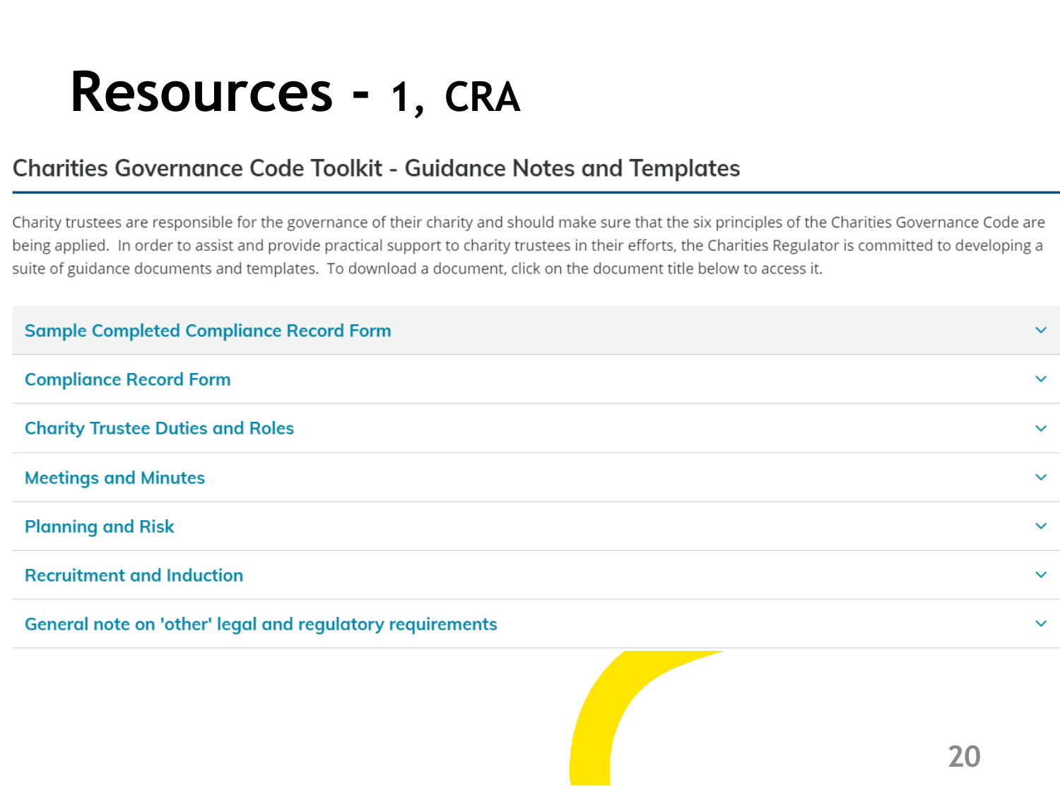# Resources - 1, CRA

## Charities Governance Code Toolkit - Guidance Notes and Templates

Charity trustees are responsible for the governance of their charity and should make sure that the six principles of the Charities Governance Code are being applied. In order to assist and provide practical support to charity trustees in their efforts, the Charities Regulator is committed to developing a suite of guidance documents and templates. To download a document, click on the document title below to access it.

- Sample Completed Compliance Record Form
- Compliance Record Form
- Charity Trustee Duties and Roles
- Meetings and Minutes
- Planning and Risk
- Recruitment and Induction
- General note on 'other' legal and regulatory requirements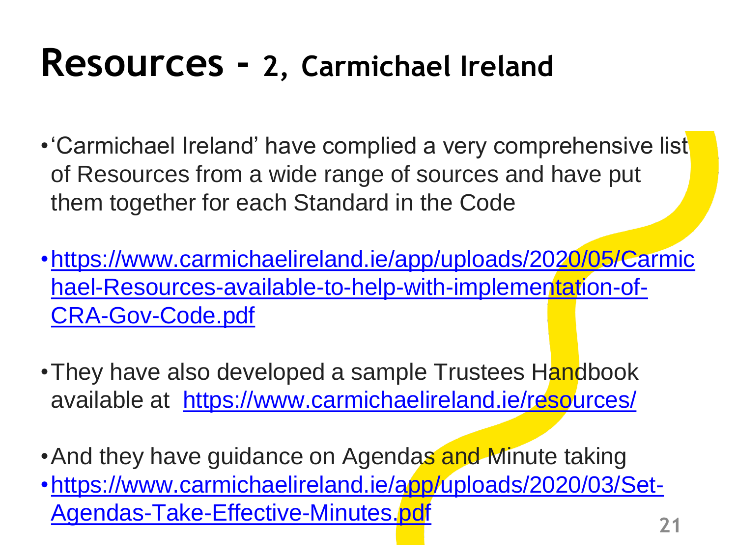# Resources – 2, Carmichael Ireland

- 'Carmichael Ireland' have complied a very comprehensive list of Resources from a wide range of sources and have put them together for each Standard in the Code
- https://www.carmichaelireland.ie/app/uploads/2020/05/Carmichael-Resources-available-to-help-with-implementation-of-CRA-Gov-Code.pdf
- They have also developed a sample Trustees Handbook available at https://www.carmichaelireland.ie/resources/
- And they have guidance on Agendas and Minute taking
- https://www.carmichaelireland.ie/app/uploads/2020/03/Set-Agendas-Take-Effective-Minutes.pdf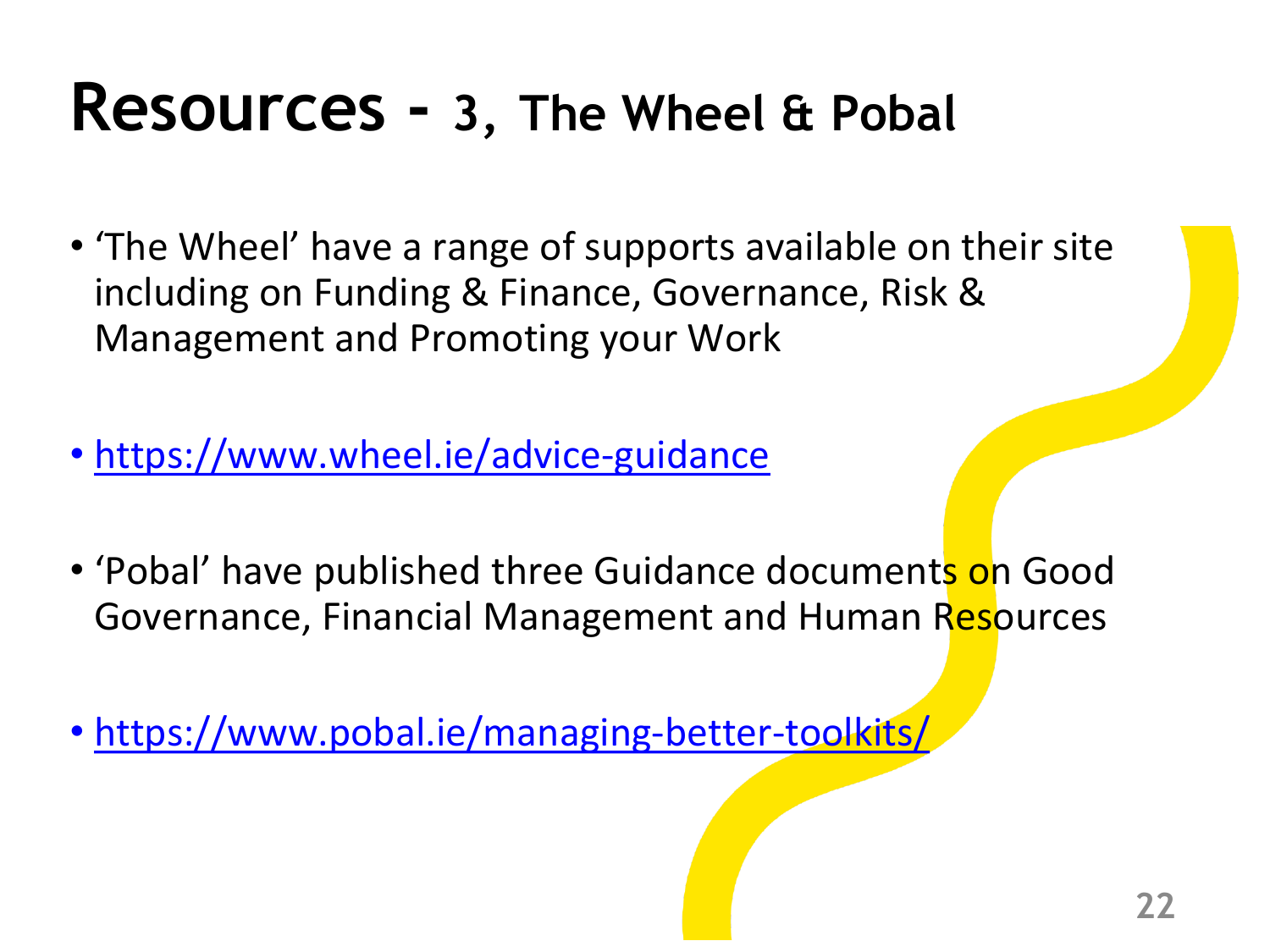# Resources - 3, The Wheel & Pobal

- 'The Wheel' have a range of supports available on their site including on Funding & Finance, Governance, Risk & Management and Promoting your Work

- https://www.wheel.ie/advice-guidance

- 'Pobal' have published three Guidance documents on Good Governance, Financial Management and Human Resources

- https://www.pobal.ie/managing-better-toolkits/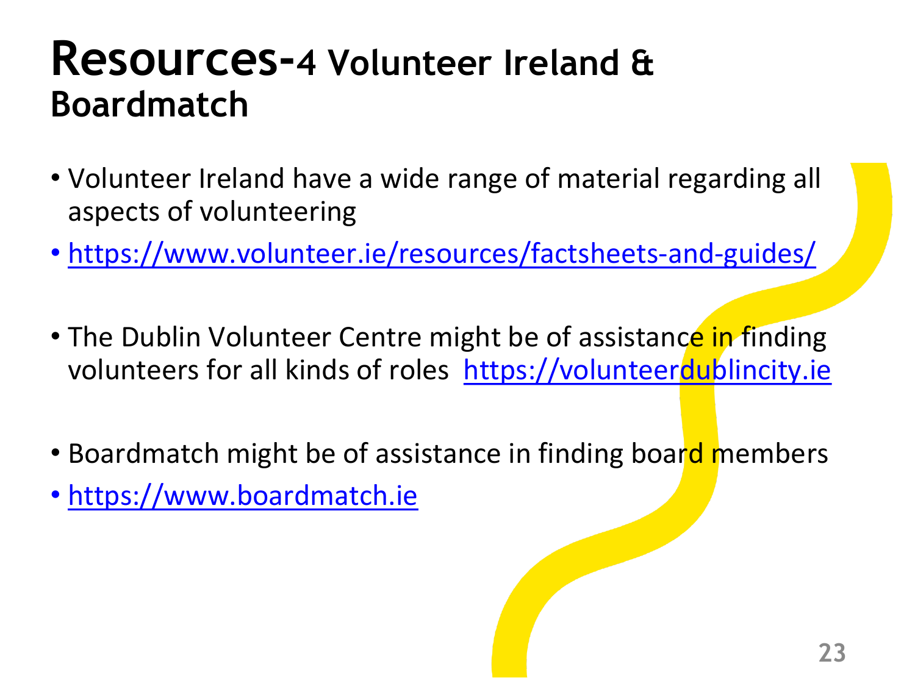# Resources-4 Volunteer Ireland & Boardmatch

- Volunteer Ireland have a wide range of material regarding all aspects of volunteering
- https://www.volunteer.ie/resources/factsheets-and-guides/

- The Dublin Volunteer Centre might be of assistance in finding volunteers for all kinds of roles https://volunteerdublincity.ie

- Boardmatch might be of assistance in finding board members
- https://www.boardmatch.ie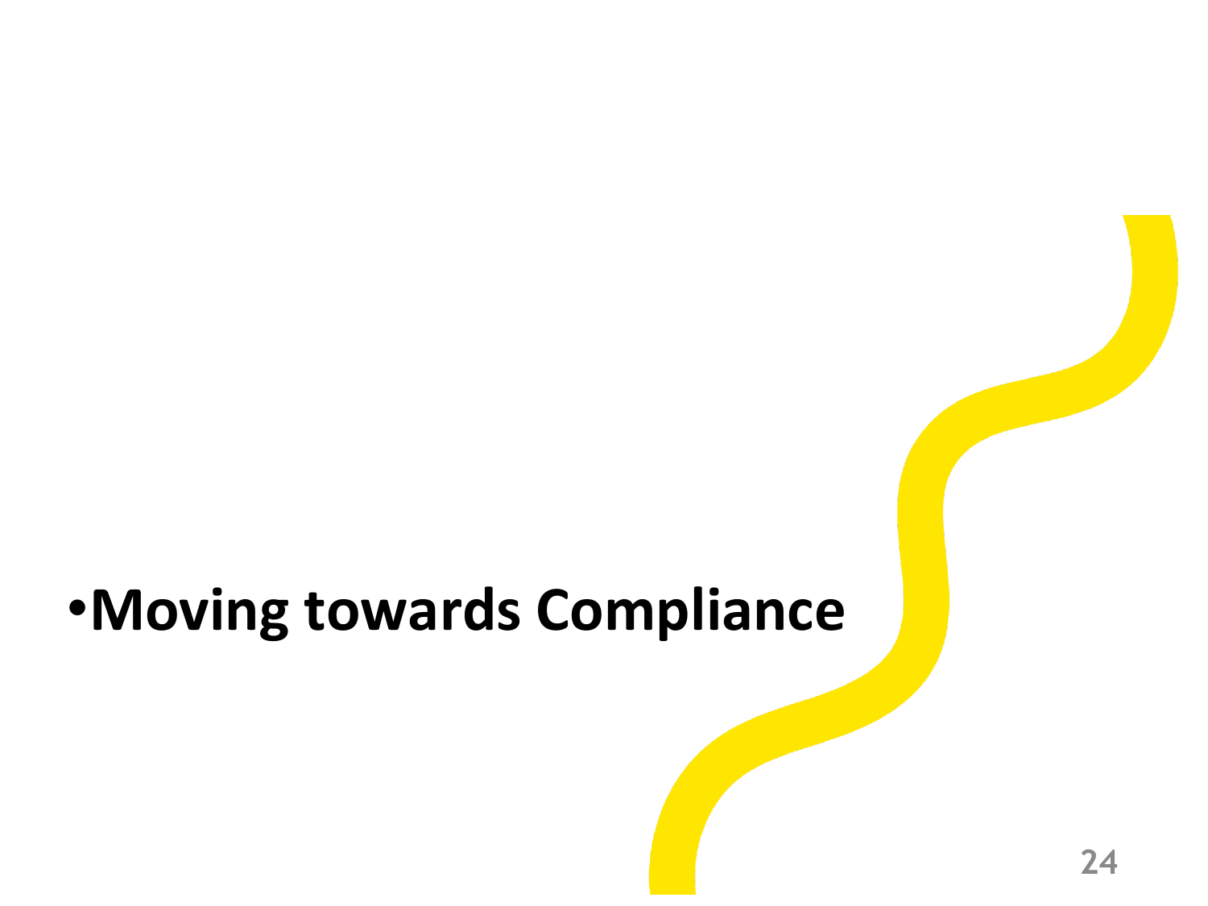- **Moving towards Compliance**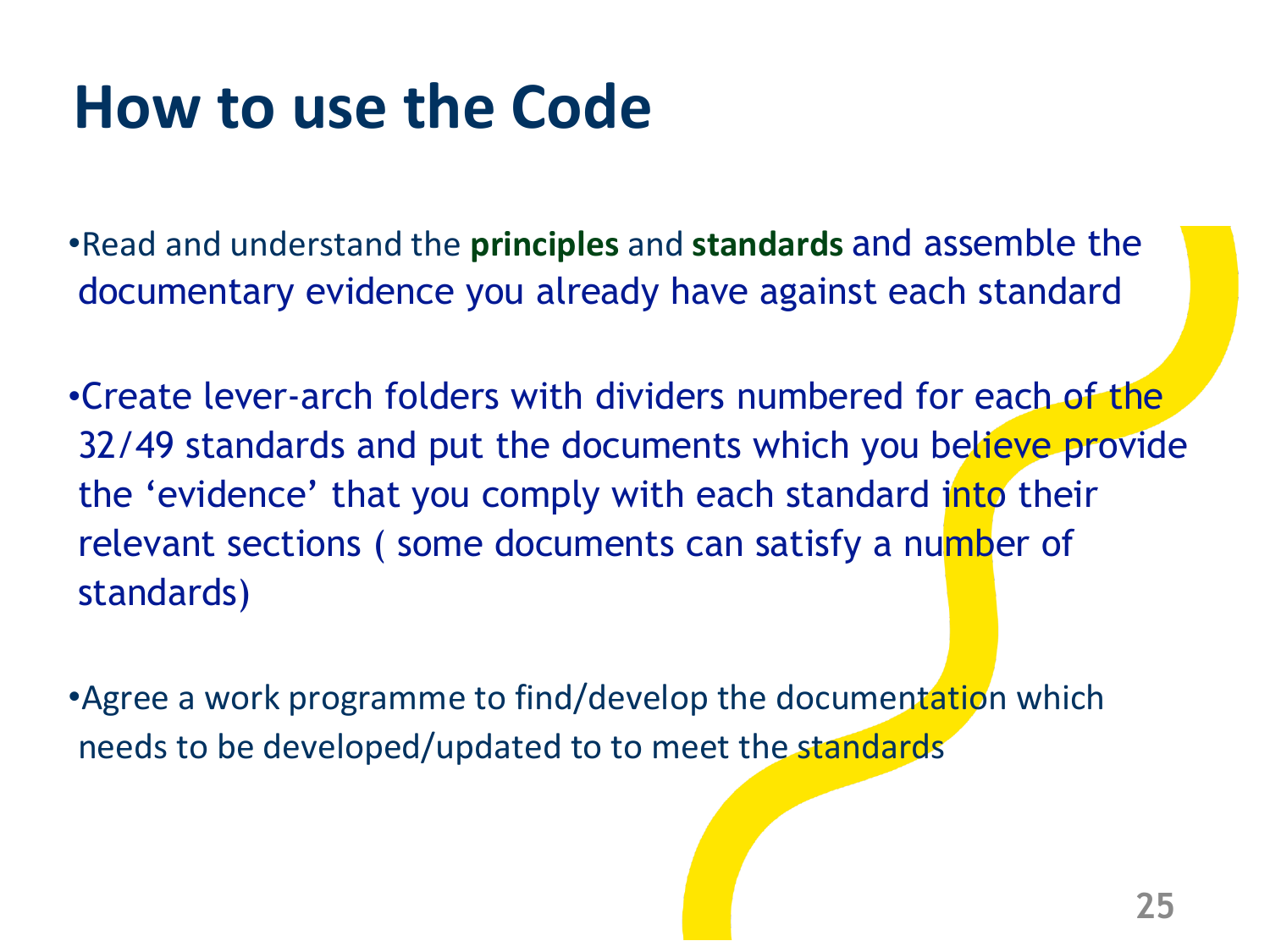# How to use the Code

- Read and understand the **principles** and **standards** and assemble the documentary evidence you already have against each standard

- Create lever-arch folders with dividers numbered for each of the 32/49 standards and put the documents which you believe provide the 'evidence' that you comply with each standard into their relevant sections ( some documents can satisfy a number of standards)

- Agree a work programme to find/develop the documentation which needs to be developed/updated to to meet the standards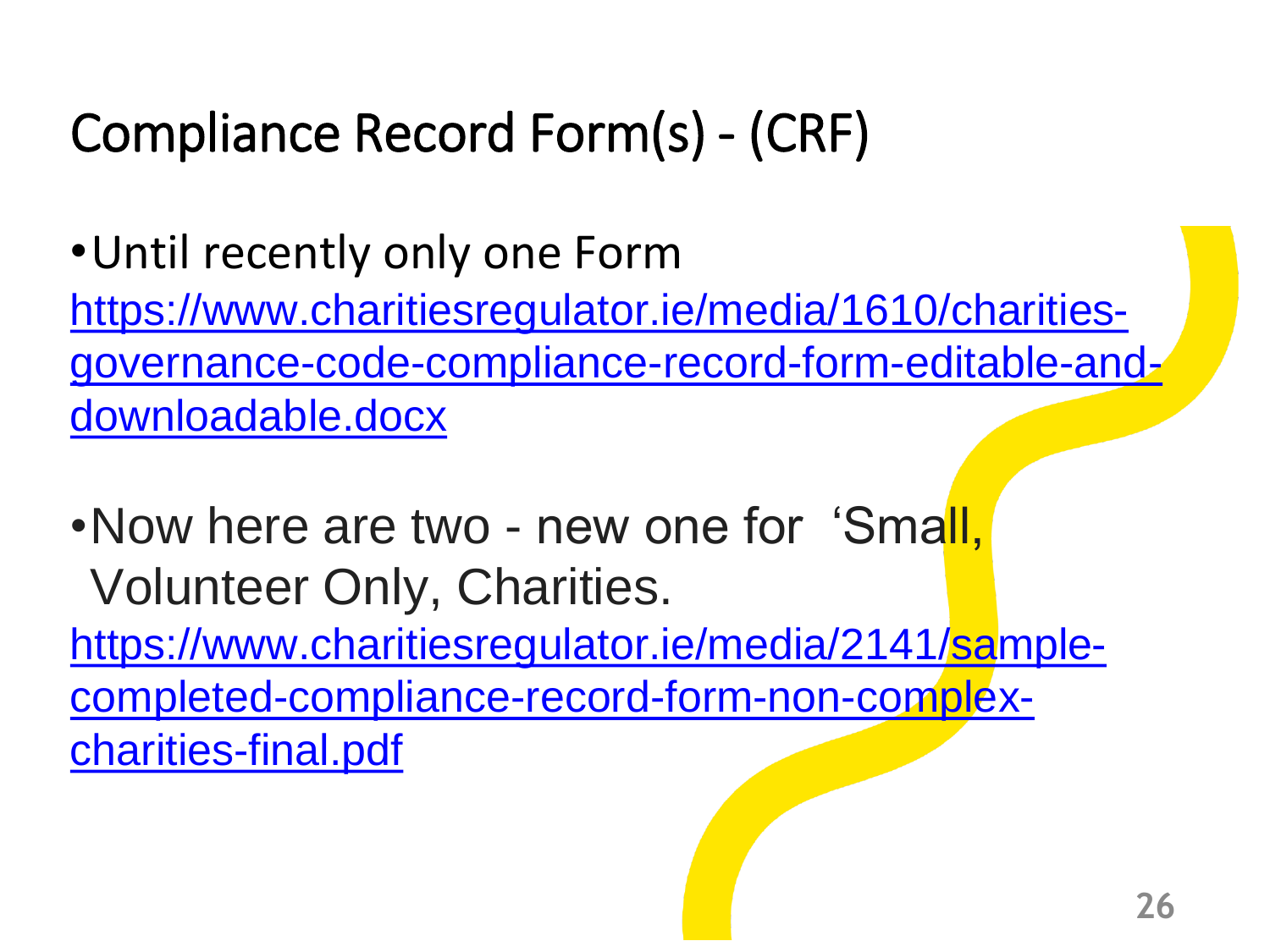# Compliance Record Form(s) - (CRF)

- Until recently only one Form https://www.charitiesregulator.ie/media/1610/charities-governance-code-compliance-record-form-editable-and-downloadable.docx

- Now here are two - new one for 'Small, Volunteer Only, Charities. https://www.charitiesregulator.ie/media/2141/sample-completed-compliance-record-form-non-complex-charities-final.pdf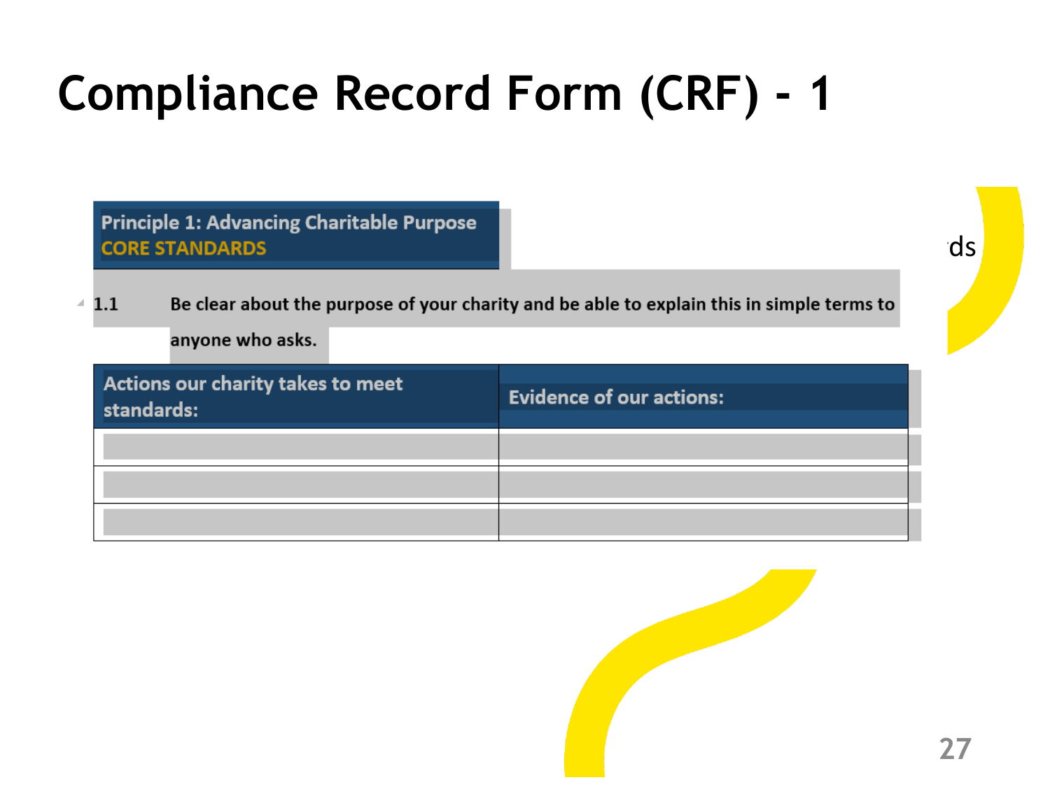# Compliance Record Form (CRF) - 1

| Principle 1: Advancing Charitable Purpose<br>CORE STANDARDS |
|---|

1.1 Be clear about the purpose of your charity and be able to explain this in simple terms to anyone who asks.

| Actions our charity takes to meet standards: | Evidence of our actions: |
|---|---|
| | |
| | |
| | |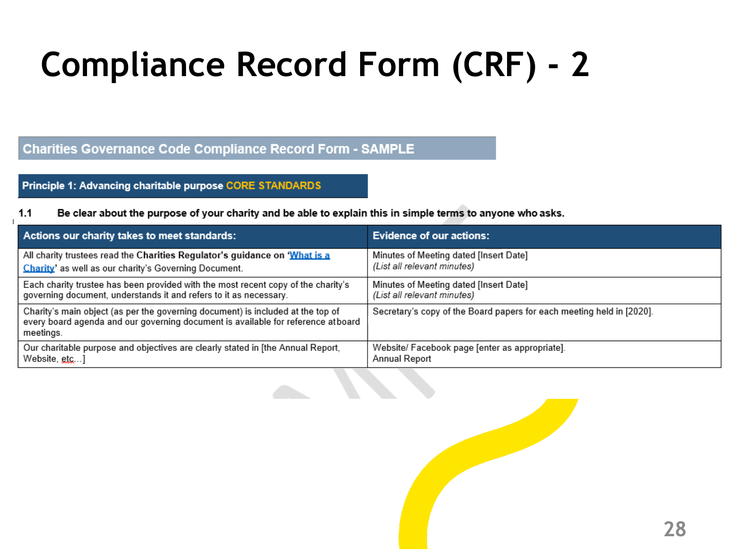# Compliance Record Form (CRF) - 2

## Charities Governance Code Compliance Record Form - SAMPLE

### Principle 1: Advancing charitable purpose CORE STANDARDS

**1.1 Be clear about the purpose of your charity and be able to explain this in simple terms to anyone who asks.**

| Actions our charity takes to meet standards: | Evidence of our actions: |
| --- | --- |
| All charity trustees read the **Charities Regulator's guidance on 'What is a Charity'** as well as our charity's Governing Document. | Minutes of Meeting dated [Insert Date] *(List all relevant minutes)* |
| Each charity trustee has been provided with the most recent copy of the charity's governing document, understands it and refers to it as necessary. | Minutes of Meeting dated [Insert Date] *(List all relevant minutes)* |
| Charity's main object (as per the governing document) is included at the top of every board agenda and our governing document is available for reference at board meetings. | Secretary's copy of the Board papers for each meeting held in [2020]. |
| Our charitable purpose and objectives are clearly stated in [the Annual Report, Website, etc…] | Website/ Facebook page [enter as appropriate]. Annual Report |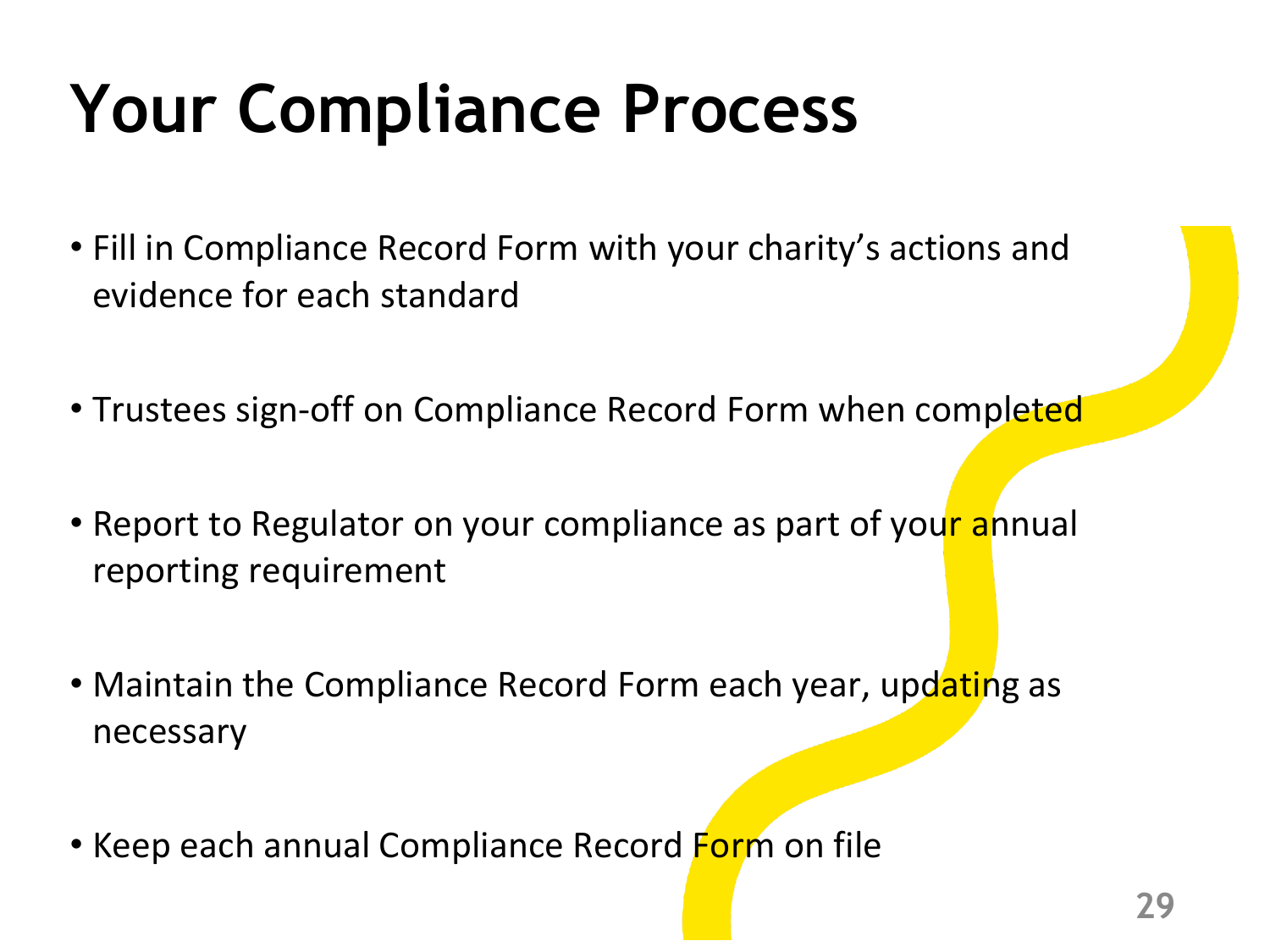# Your Compliance Process

- Fill in Compliance Record Form with your charity's actions and evidence for each standard
- Trustees sign-off on Compliance Record Form when completed
- Report to Regulator on your compliance as part of your annual reporting requirement
- Maintain the Compliance Record Form each year, updating as necessary
- Keep each annual Compliance Record Form on file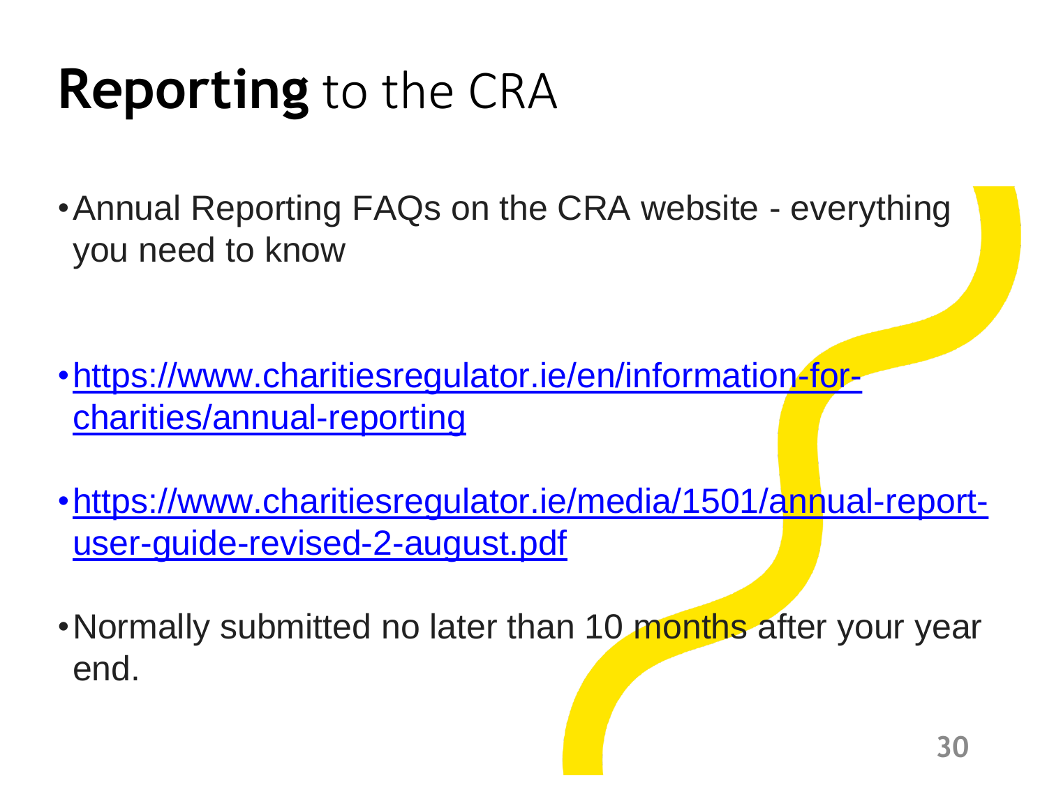# **Reporting** to the CRA

- Annual Reporting FAQs on the CRA website - everything you need to know

- https://www.charitiesregulator.ie/en/information-for-charities/annual-reporting

- https://www.charitiesregulator.ie/media/1501/annual-report-user-guide-revised-2-august.pdf

- Normally submitted no later than 10 months after your year end.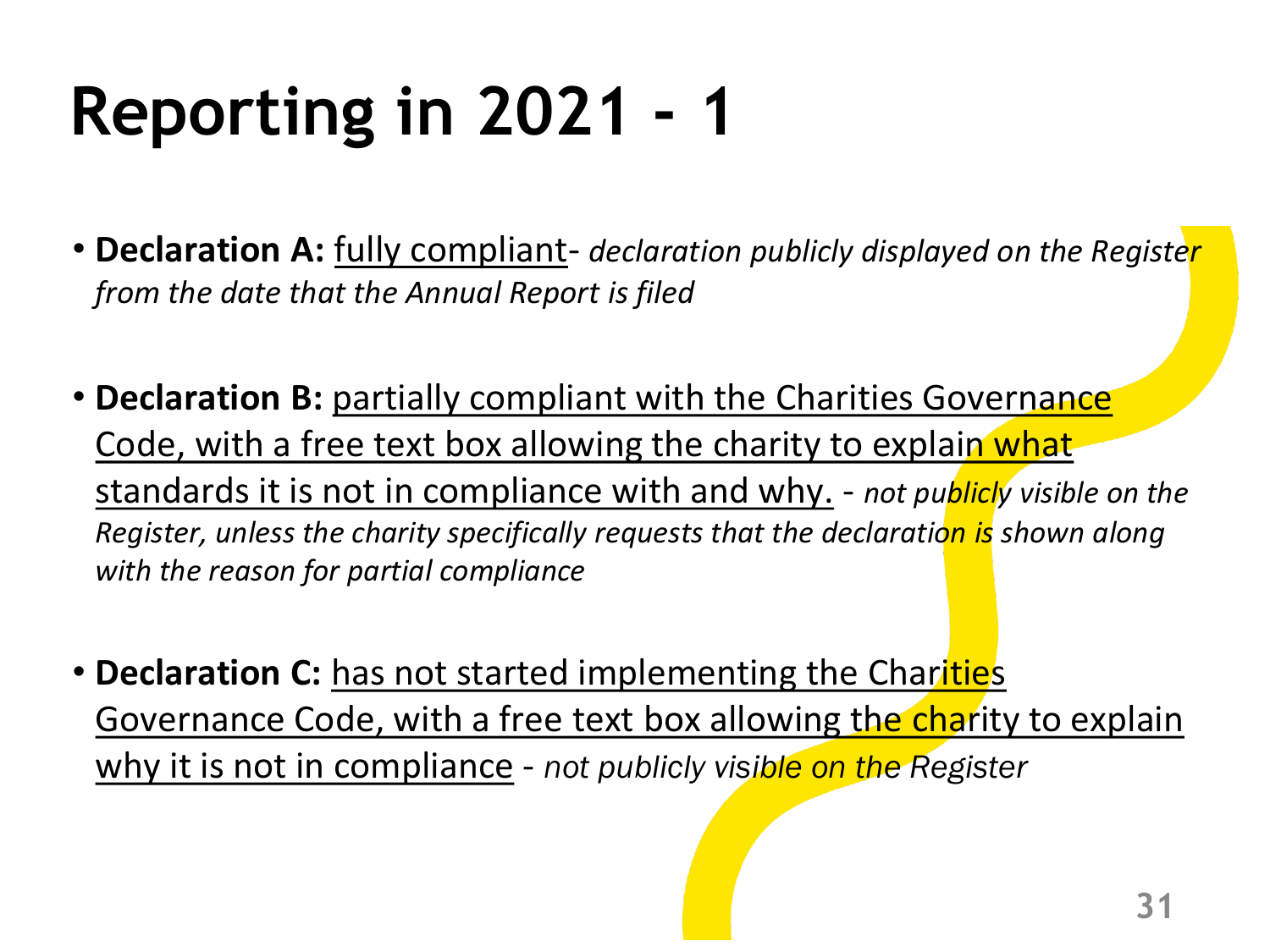# Reporting in 2021 - 1

- **Declaration A:** <u>fully compliant</u>- *declaration publicly displayed on the Register from the date that the Annual Report is filed*

- **Declaration B:** <u>partially compliant with the Charities Governance Code, with a free text box allowing the charity to explain what standards it is not in compliance with and why.</u> - *not publicly visible on the Register, unless the charity specifically requests that the declaration is shown along with the reason for partial compliance*

- **Declaration C:** <u>has not started implementing the Charities Governance Code, with a free text box allowing the charity to explain why it is not in compliance</u> - *not publicly visible on the Register*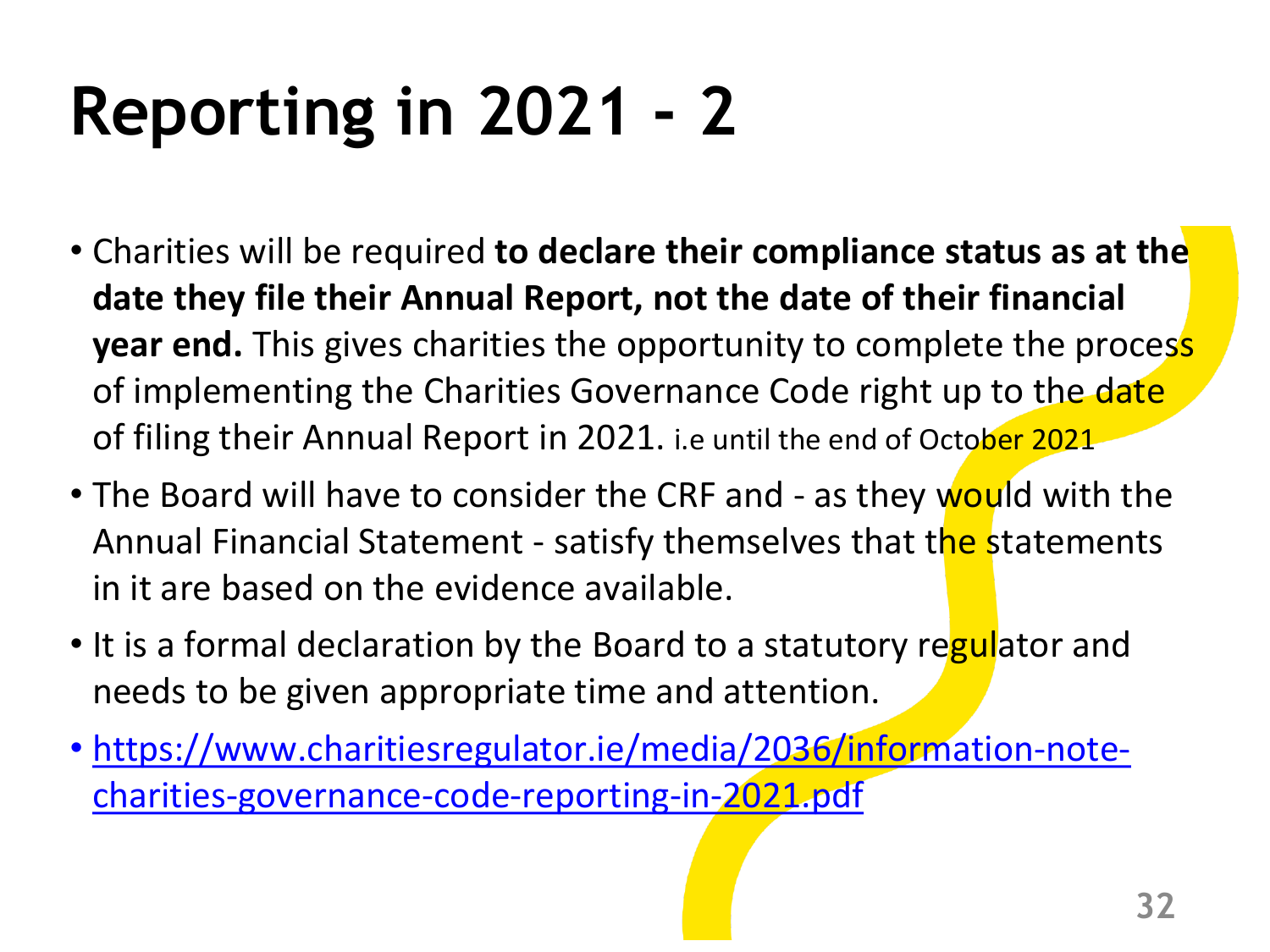# Reporting in 2021 - 2

- Charities will be required **to declare their compliance status as at the date they file their Annual Report, not the date of their financial year end.** This gives charities the opportunity to complete the process of implementing the Charities Governance Code right up to the date of filing their Annual Report in 2021. i.e until the end of October 2021
- The Board will have to consider the CRF and - as they would with the Annual Financial Statement - satisfy themselves that the statements in it are based on the evidence available.
- It is a formal declaration by the Board to a statutory regulator and needs to be given appropriate time and attention.
- [https://www.charitiesregulator.ie/media/2036/information-note-charities-governance-code-reporting-in-2021.pdf](https://www.charitiesregulator.ie/media/2036/information-note-charities-governance-code-reporting-in-2021.pdf)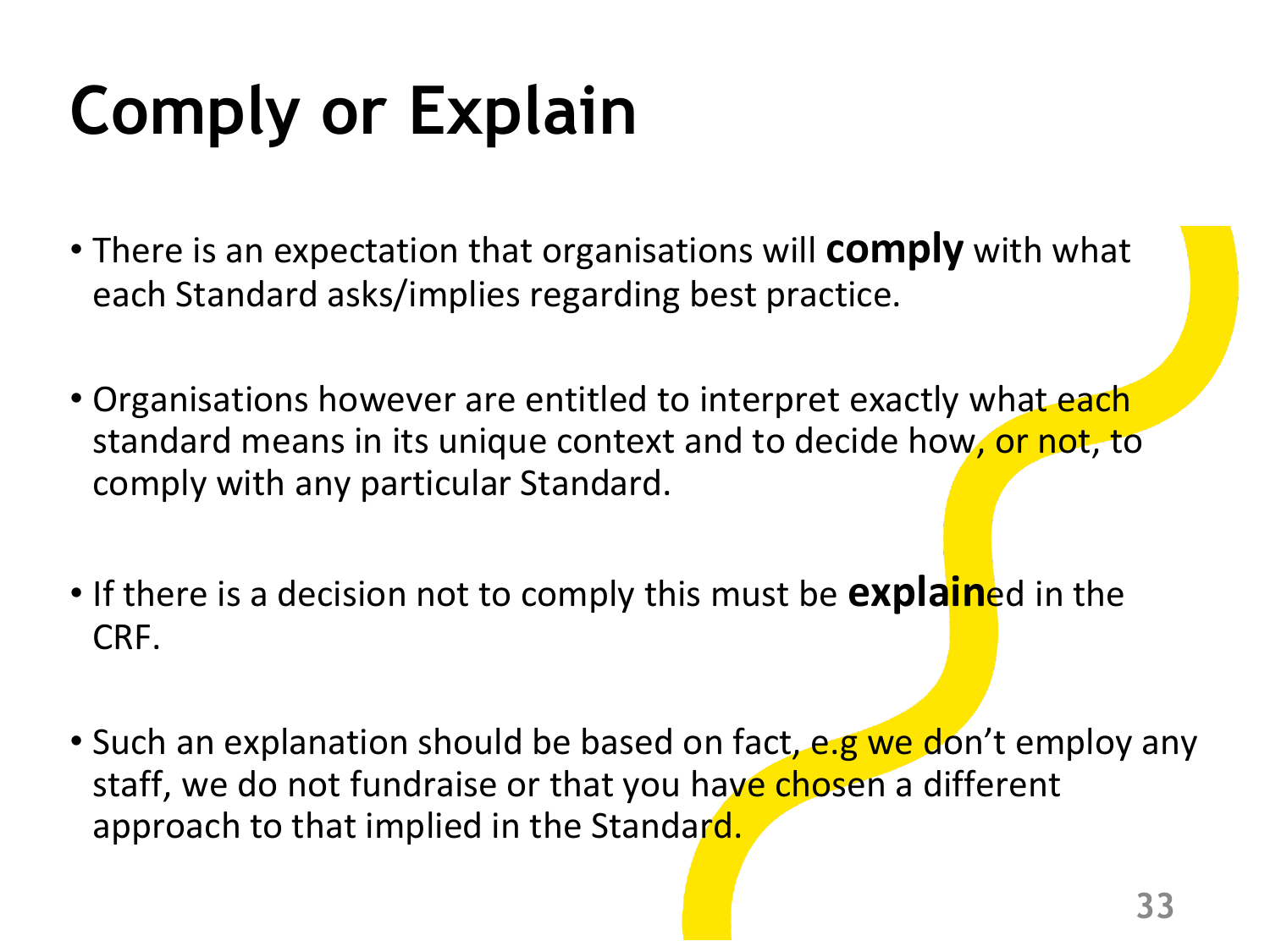# Comply or Explain

- There is an expectation that organisations will **comply** with what each Standard asks/implies regarding best practice.
- Organisations however are entitled to interpret exactly what each standard means in its unique context and to decide how, or not, to comply with any particular Standard.
- If there is a decision not to comply this must be **explain**ed in the CRF.
- Such an explanation should be based on fact, e.g we don't employ any staff, we do not fundraise or that you have chosen a different approach to that implied in the Standard.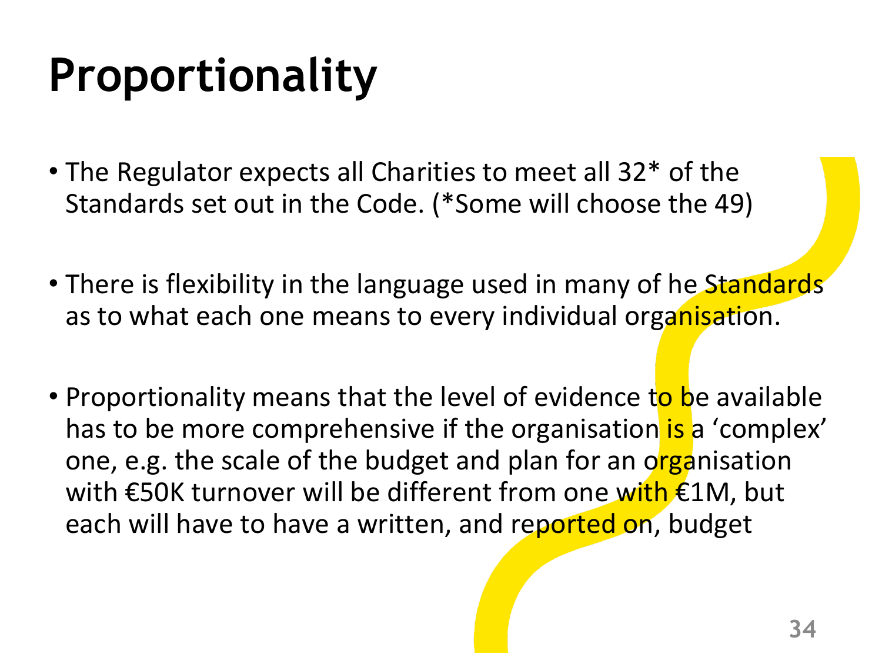# Proportionality

- The Regulator expects all Charities to meet all 32* of the Standards set out in the Code. (*Some will choose the 49)
- There is flexibility in the language used in many of he Standards as to what each one means to every individual organisation.
- Proportionality means that the level of evidence to be available has to be more comprehensive if the organisation is a 'complex' one, e.g. the scale of the budget and plan for an organisation with €50K turnover will be different from one with €1M, but each will have to have a written, and reported on, budget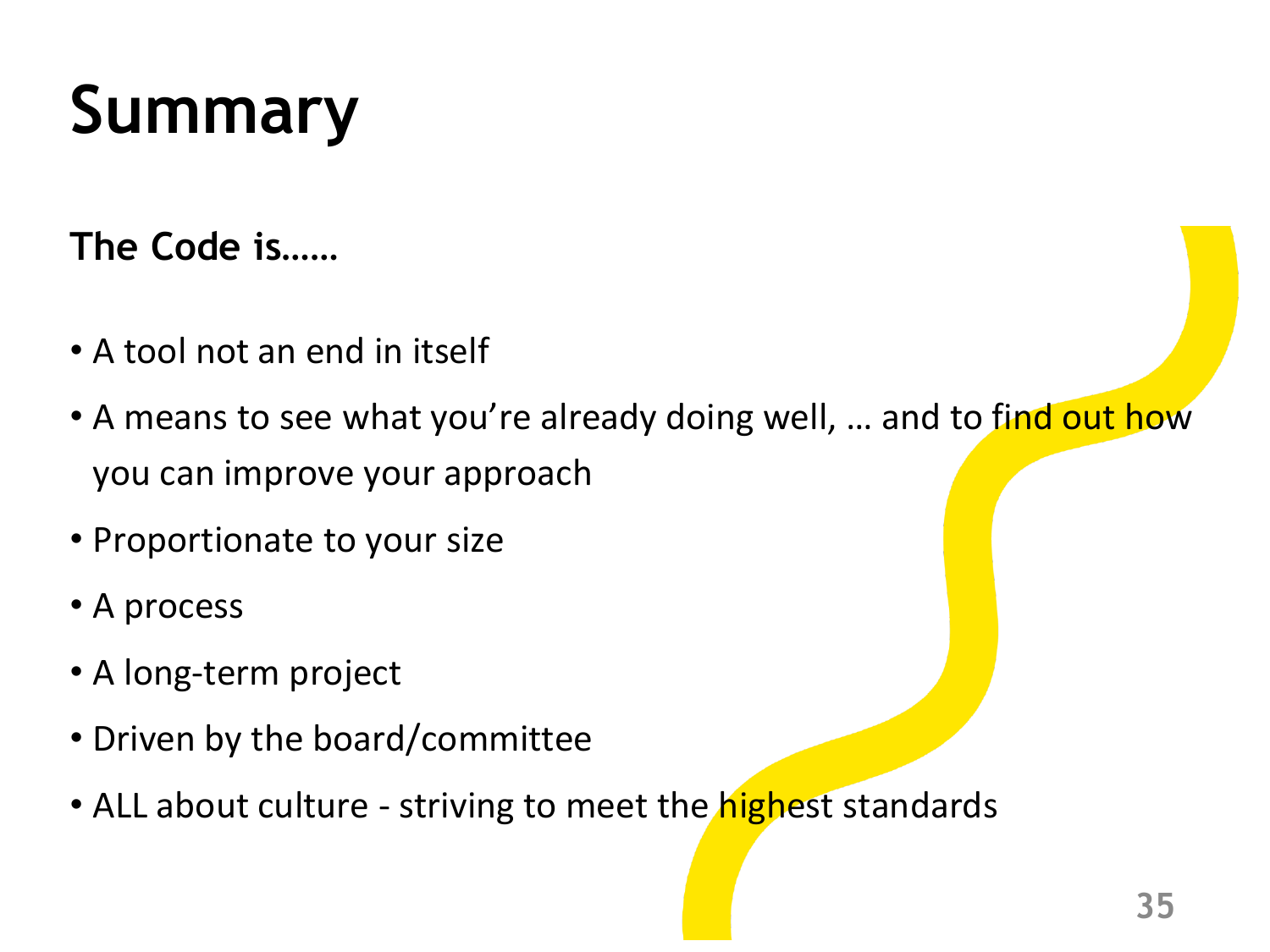# Summary

**The Code is……**

- A tool not an end in itself
- A means to see what you're already doing well, … and to find out how you can improve your approach
- Proportionate to your size
- A process
- A long-term project
- Driven by the board/committee
- ALL about culture - striving to meet the highest standards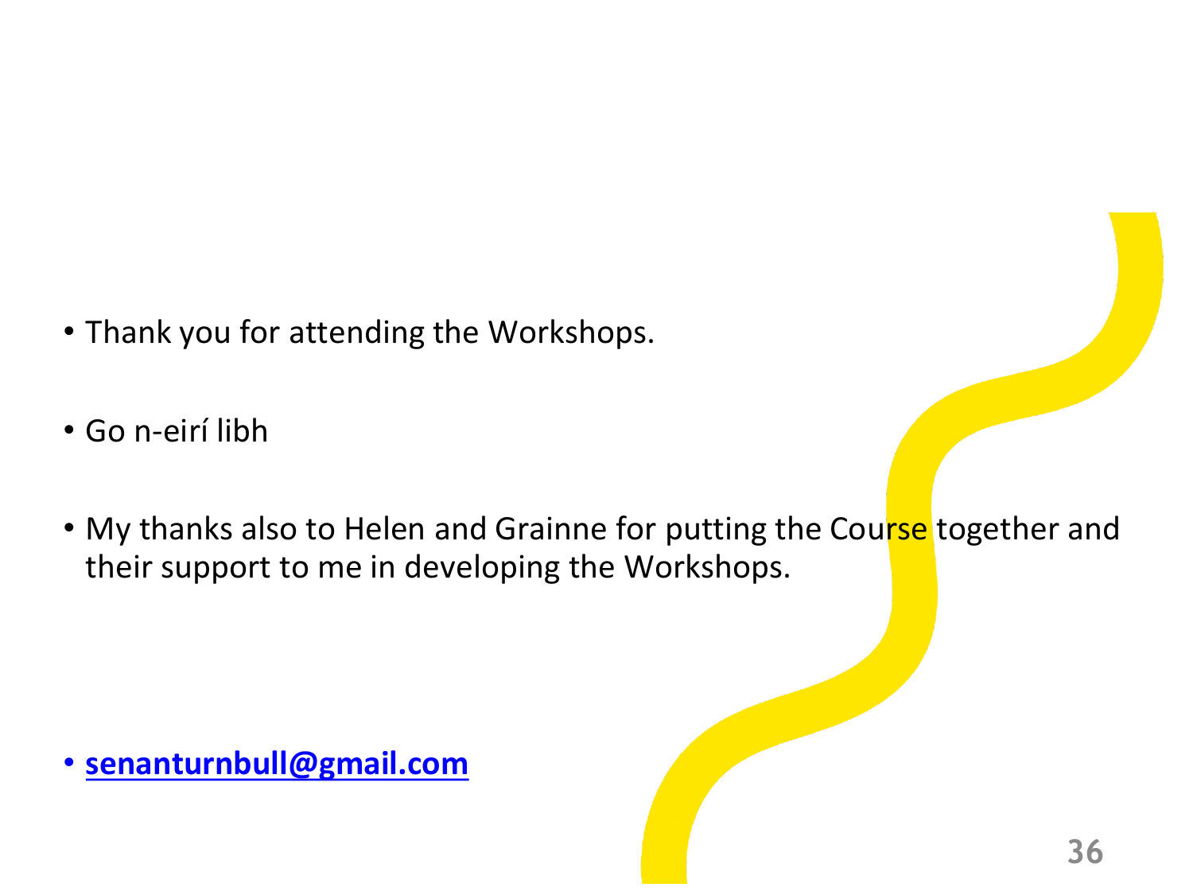- Thank you for attending the Workshops.

- Go n-eirí libh

- My thanks also to Helen and Grainne for putting the Course together and their support to me in developing the Workshops.

- **senanturnbull@gmail.com**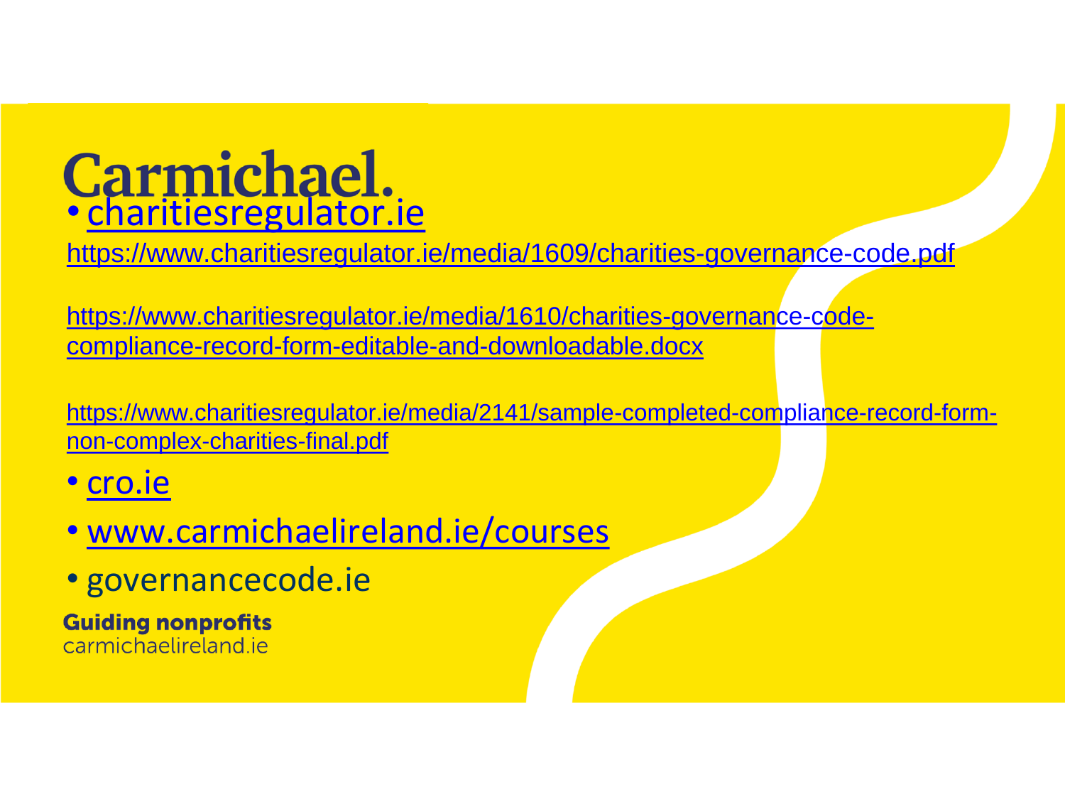Carmichael.

- charitiesregulator.ie

https://www.charitiesregulator.ie/media/1609/charities-governance-code.pdf

https://www.charitiesregulator.ie/media/1610/charities-governance-code-compliance-record-form-editable-and-downloadable.docx

https://www.charitiesregulator.ie/media/2141/sample-completed-compliance-record-form-non-complex-charities-final.pdf

- cro.ie
- www.carmichaelireland.ie/courses
- governancecode.ie

**Guiding nonprofits**
carmichaelireland.ie